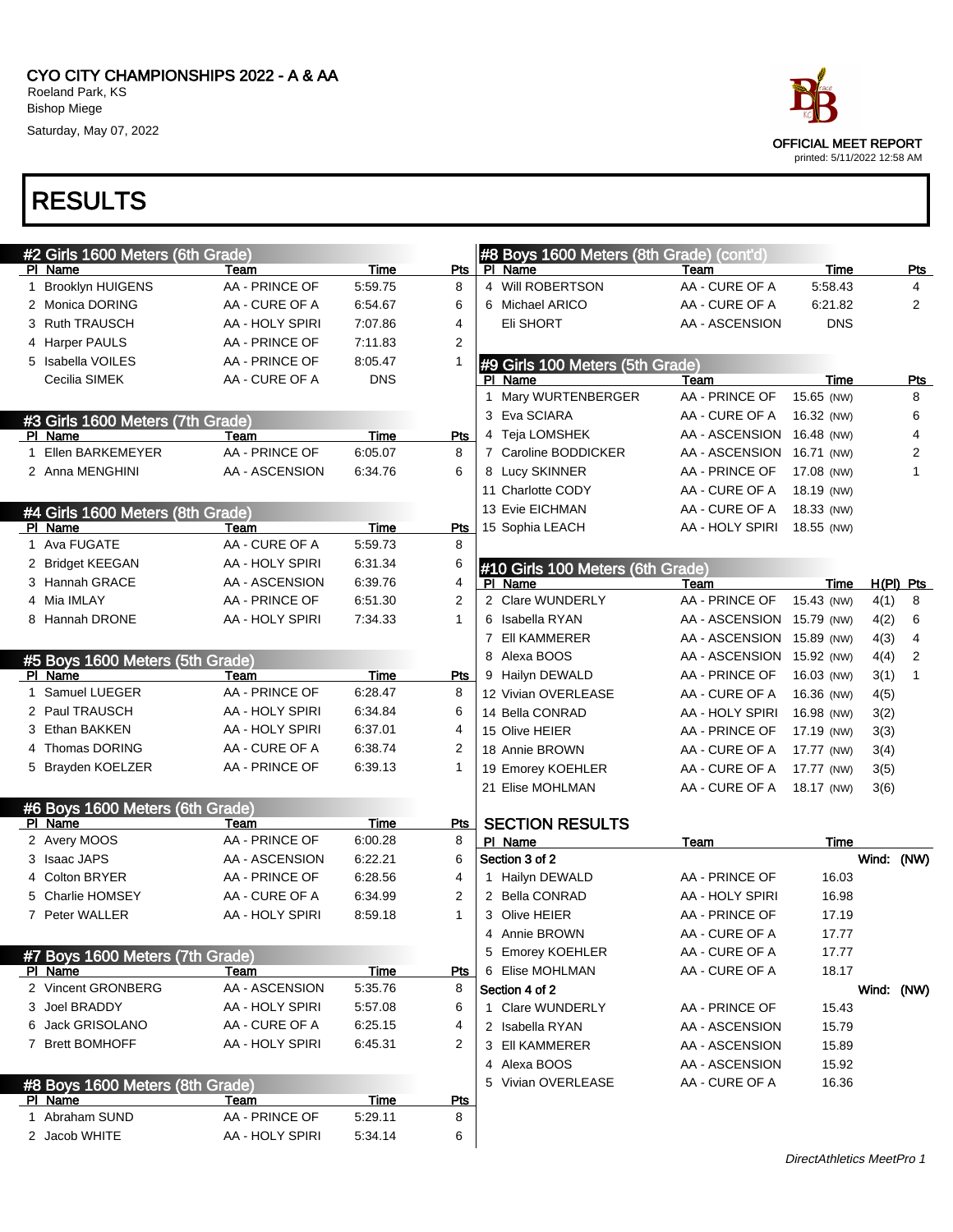# CYO CITY CHAMPIONSHIPS 2022 - A & AA

Roeland Park, KS
Bishop Miege
Saturday, May 07, 2022

OFFICIAL MEET REPORT
printed: 5/11/2022 12:58 AM

# RESULTS

## #2 Girls 1600 Meters (6th Grade)

| Pl | Name | Team | Time | Pts |
|---|---|---|---|---|
| 1 | Brooklyn HUIGENS | AA - PRINCE OF | 5:59.75 | 8 |
| 2 | Monica DORING | AA - CURE OF A | 6:54.67 | 6 |
| 3 | Ruth TRAUSCH | AA - HOLY SPIRI | 7:07.86 | 4 |
| 4 | Harper PAULS | AA - PRINCE OF | 7:11.83 | 2 |
| 5 | Isabella VOILES | AA - PRINCE OF | 8:05.47 | 1 |
| | Cecilia SIMEK | AA - CURE OF A | DNS | |

## #3 Girls 1600 Meters (7th Grade)

| Pl | Name | Team | Time | Pts |
|---|---|---|---|---|
| 1 | Ellen BARKEMEYER | AA - PRINCE OF | 6:05.07 | 8 |
| 2 | Anna MENGHINI | AA - ASCENSION | 6:34.76 | 6 |

## #4 Girls 1600 Meters (8th Grade)

| Pl | Name | Team | Time | Pts |
|---|---|---|---|---|
| 1 | Ava FUGATE | AA - CURE OF A | 5:59.73 | 8 |
| 2 | Bridget KEEGAN | AA - HOLY SPIRI | 6:31.34 | 6 |
| 3 | Hannah GRACE | AA - ASCENSION | 6:39.76 | 4 |
| 4 | Mia IMLAY | AA - PRINCE OF | 6:51.30 | 2 |
| 8 | Hannah DRONE | AA - HOLY SPIRI | 7:34.33 | 1 |

## #5 Boys 1600 Meters (5th Grade)

| Pl | Name | Team | Time | Pts |
|---|---|---|---|---|
| 1 | Samuel LUEGER | AA - PRINCE OF | 6:28.47 | 8 |
| 2 | Paul TRAUSCH | AA - HOLY SPIRI | 6:34.84 | 6 |
| 3 | Ethan BAKKEN | AA - HOLY SPIRI | 6:37.01 | 4 |
| 4 | Thomas DORING | AA - CURE OF A | 6:38.74 | 2 |
| 5 | Brayden KOELZER | AA - PRINCE OF | 6:39.13 | 1 |

## #6 Boys 1600 Meters (6th Grade)

| Pl | Name | Team | Time | Pts |
|---|---|---|---|---|
| 2 | Avery MOOS | AA - PRINCE OF | 6:00.28 | 8 |
| 3 | Isaac JAPS | AA - ASCENSION | 6:22.21 | 6 |
| 4 | Colton BRYER | AA - PRINCE OF | 6:28.56 | 4 |
| 5 | Charlie HOMSEY | AA - CURE OF A | 6:34.99 | 2 |
| 7 | Peter WALLER | AA - HOLY SPIRI | 8:59.18 | 1 |

## #7 Boys 1600 Meters (7th Grade)

| Pl | Name | Team | Time | Pts |
|---|---|---|---|---|
| 2 | Vincent GRONBERG | AA - ASCENSION | 5:35.76 | 8 |
| 3 | Joel BRADDY | AA - HOLY SPIRI | 5:57.08 | 6 |
| 6 | Jack GRISOLANO | AA - CURE OF A | 6:25.15 | 4 |
| 7 | Brett BOMHOFF | AA - HOLY SPIRI | 6:45.31 | 2 |

## #8 Boys 1600 Meters (8th Grade)

| Pl | Name | Team | Time | Pts |
|---|---|---|---|---|
| 1 | Abraham SUND | AA - PRINCE OF | 5:29.11 | 8 |
| 2 | Jacob WHITE | AA - HOLY SPIRI | 5:34.14 | 6 |
| 4 | Will ROBERTSON | AA - CURE OF A | 5:58.43 | 4 |
| 6 | Michael ARICO | AA - CURE OF A | 6:21.82 | 2 |
| | Eli SHORT | AA - ASCENSION | DNS | |

## #9 Girls 100 Meters (5th Grade)

| Pl | Name | Team | Time | Pts |
|---|---|---|---|---|
| 1 | Mary WURTENBERGER | AA - PRINCE OF | 15.65 (NW) | 8 |
| 3 | Eva SCIARA | AA - CURE OF A | 16.32 (NW) | 6 |
| 4 | Teja LOMSHEK | AA - ASCENSION | 16.48 (NW) | 4 |
| 7 | Caroline BODDICKER | AA - ASCENSION | 16.71 (NW) | 2 |
| 8 | Lucy SKINNER | AA - PRINCE OF | 17.08 (NW) | 1 |
| 11 | Charlotte CODY | AA - CURE OF A | 18.19 (NW) | |
| 13 | Evie EICHMAN | AA - CURE OF A | 18.33 (NW) | |
| 15 | Sophia LEACH | AA - HOLY SPIRI | 18.55 (NW) | |

## #10 Girls 100 Meters (6th Grade)

| Pl | Name | Team | Time | H(Pl) | Pts |
|---|---|---|---|---|---|
| 2 | Clare WUNDERLY | AA - PRINCE OF | 15.43 (NW) | 4(1) | 8 |
| 6 | Isabella RYAN | AA - ASCENSION | 15.79 (NW) | 4(2) | 6 |
| 7 | Ell KAMMERER | AA - ASCENSION | 15.89 (NW) | 4(3) | 4 |
| 8 | Alexa BOOS | AA - ASCENSION | 15.92 (NW) | 4(4) | 2 |
| 9 | Hailyn DEWALD | AA - PRINCE OF | 16.03 (NW) | 3(1) | 1 |
| 12 | Vivian OVERLEASE | AA - CURE OF A | 16.36 (NW) | 4(5) | |
| 14 | Bella CONRAD | AA - HOLY SPIRI | 16.98 (NW) | 3(2) | |
| 15 | Olive HEIER | AA - PRINCE OF | 17.19 (NW) | 3(3) | |
| 18 | Annie BROWN | AA - CURE OF A | 17.77 (NW) | 3(4) | |
| 19 | Emorey KOEHLER | AA - CURE OF A | 17.77 (NW) | 3(5) | |
| 21 | Elise MOHLMAN | AA - CURE OF A | 18.17 (NW) | 3(6) | |

### SECTION RESULTS

| Pl | Name | Team | Time |
|---|---|---|---|
| **Section 3 of 2** | | | Wind: (NW) |
| 1 | Hailyn DEWALD | AA - PRINCE OF | 16.03 |
| 2 | Bella CONRAD | AA - HOLY SPIRI | 16.98 |
| 3 | Olive HEIER | AA - PRINCE OF | 17.19 |
| 4 | Annie BROWN | AA - CURE OF A | 17.77 |
| 5 | Emorey KOEHLER | AA - CURE OF A | 17.77 |
| 6 | Elise MOHLMAN | AA - CURE OF A | 18.17 |
| **Section 4 of 2** | | | Wind: (NW) |
| 1 | Clare WUNDERLY | AA - PRINCE OF | 15.43 |
| 2 | Isabella RYAN | AA - ASCENSION | 15.79 |
| 3 | Ell KAMMERER | AA - ASCENSION | 15.89 |
| 4 | Alexa BOOS | AA - ASCENSION | 15.92 |
| 5 | Vivian OVERLEASE | AA - CURE OF A | 16.36 |

*DirectAthletics MeetPro 1*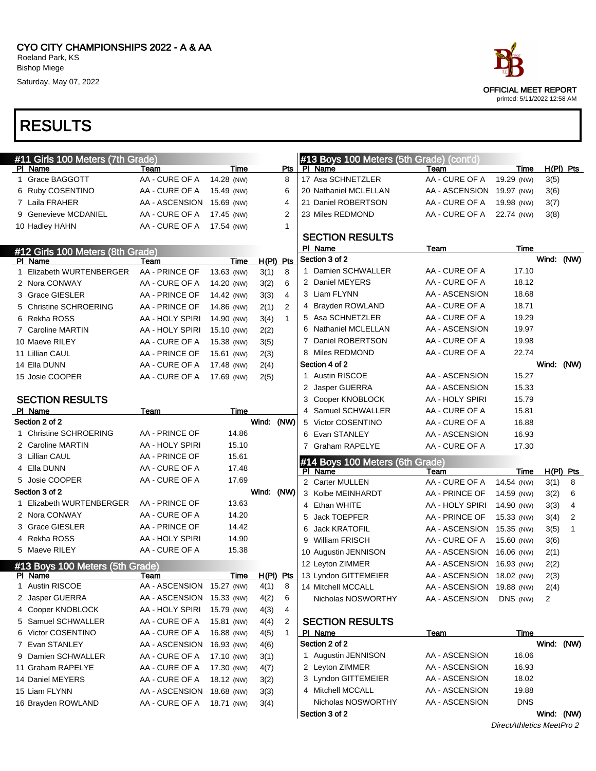CYO CITY CHAMPIONSHIPS 2022 - A & AA
Roeland Park, KS
Bishop Miege
Saturday, May 07, 2022

OFFICIAL MEET REPORT
printed: 5/11/2022 12:58 AM

# RESULTS

## #11 Girls 100 Meters (7th Grade)

| Pl | Name | Team | Time | Pts |
|---|---|---|---|---|
| 1 | Grace BAGGOTT | AA - CURE OF A | 14.28 (NW) | 8 |
| 6 | Ruby COSENTINO | AA - CURE OF A | 15.49 (NW) | 6 |
| 7 | Laila FRAHER | AA - ASCENSION | 15.69 (NW) | 4 |
| 9 | Genevieve MCDANIEL | AA - CURE OF A | 17.45 (NW) | 2 |
| 10 | Hadley HAHN | AA - CURE OF A | 17.54 (NW) | 1 |

## #12 Girls 100 Meters (8th Grade)

| Pl | Name | Team | Time | H(Pl) | Pts |
|---|---|---|---|---|---|
| 1 | Elizabeth WURTENBERGER | AA - PRINCE OF | 13.63 (NW) | 3(1) | 8 |
| 2 | Nora CONWAY | AA - CURE OF A | 14.20 (NW) | 3(2) | 6 |
| 3 | Grace GIESLER | AA - PRINCE OF | 14.42 (NW) | 3(3) | 4 |
| 5 | Christine SCHROERING | AA - PRINCE OF | 14.86 (NW) | 2(1) | 2 |
| 6 | Rekha ROSS | AA - HOLY SPIRI | 14.90 (NW) | 3(4) | 1 |
| 7 | Caroline MARTIN | AA - HOLY SPIRI | 15.10 (NW) | 2(2) | |
| 10 | Maeve RILEY | AA - CURE OF A | 15.38 (NW) | 3(5) | |
| 11 | Lillian CAUL | AA - PRINCE OF | 15.61 (NW) | 2(3) | |
| 14 | Ella DUNN | AA - CURE OF A | 17.48 (NW) | 2(4) | |
| 15 | Josie COOPER | AA - CURE OF A | 17.69 (NW) | 2(5) | |

### SECTION RESULTS

| Pl | Name | Team | Time |
|---|---|---|---|
| **Section 2 of 2** | | | Wind: (NW) |
| 1 | Christine SCHROERING | AA - PRINCE OF | 14.86 |
| 2 | Caroline MARTIN | AA - HOLY SPIRI | 15.10 |
| 3 | Lillian CAUL | AA - PRINCE OF | 15.61 |
| 4 | Ella DUNN | AA - CURE OF A | 17.48 |
| 5 | Josie COOPER | AA - CURE OF A | 17.69 |
| **Section 3 of 2** | | | Wind: (NW) |
| 1 | Elizabeth WURTENBERGER | AA - PRINCE OF | 13.63 |
| 2 | Nora CONWAY | AA - CURE OF A | 14.20 |
| 3 | Grace GIESLER | AA - PRINCE OF | 14.42 |
| 4 | Rekha ROSS | AA - HOLY SPIRI | 14.90 |
| 5 | Maeve RILEY | AA - CURE OF A | 15.38 |

## #13 Boys 100 Meters (5th Grade)

| Pl | Name | Team | Time | H(Pl) | Pts |
|---|---|---|---|---|---|
| 1 | Austin RISCOE | AA - ASCENSION | 15.27 (NW) | 4(1) | 8 |
| 2 | Jasper GUERRA | AA - ASCENSION | 15.33 (NW) | 4(2) | 6 |
| 4 | Cooper KNOBLOCK | AA - HOLY SPIRI | 15.79 (NW) | 4(3) | 4 |
| 5 | Samuel SCHWALLER | AA - CURE OF A | 15.81 (NW) | 4(4) | 2 |
| 6 | Victor COSENTINO | AA - CURE OF A | 16.88 (NW) | 4(5) | 1 |
| 7 | Evan STANLEY | AA - ASCENSION | 16.93 (NW) | 4(6) | |
| 9 | Damien SCHWALLER | AA - CURE OF A | 17.10 (NW) | 3(1) | |
| 11 | Graham RAPELYE | AA - CURE OF A | 17.30 (NW) | 4(7) | |
| 14 | Daniel MEYERS | AA - CURE OF A | 18.12 (NW) | 3(2) | |
| 15 | Liam FLYNN | AA - ASCENSION | 18.68 (NW) | 3(3) | |
| 16 | Brayden ROWLAND | AA - CURE OF A | 18.71 (NW) | 3(4) | |
| 17 | Asa SCHNETZLER | AA - CURE OF A | 19.29 (NW) | 3(5) | |
| 20 | Nathaniel MCLELLAN | AA - ASCENSION | 19.97 (NW) | 3(6) | |
| 21 | Daniel ROBERTSON | AA - CURE OF A | 19.98 (NW) | 3(7) | |
| 23 | Miles REDMOND | AA - CURE OF A | 22.74 (NW) | 3(8) | |

### SECTION RESULTS

| Pl | Name | Team | Time |
|---|---|---|---|
| **Section 3 of 2** | | | Wind: (NW) |
| 1 | Damien SCHWALLER | AA - CURE OF A | 17.10 |
| 2 | Daniel MEYERS | AA - CURE OF A | 18.12 |
| 3 | Liam FLYNN | AA - ASCENSION | 18.68 |
| 4 | Brayden ROWLAND | AA - CURE OF A | 18.71 |
| 5 | Asa SCHNETZLER | AA - CURE OF A | 19.29 |
| 6 | Nathaniel MCLELLAN | AA - ASCENSION | 19.97 |
| 7 | Daniel ROBERTSON | AA - CURE OF A | 19.98 |
| 8 | Miles REDMOND | AA - CURE OF A | 22.74 |
| **Section 4 of 2** | | | Wind: (NW) |
| 1 | Austin RISCOE | AA - ASCENSION | 15.27 |
| 2 | Jasper GUERRA | AA - ASCENSION | 15.33 |
| 3 | Cooper KNOBLOCK | AA - HOLY SPIRI | 15.79 |
| 4 | Samuel SCHWALLER | AA - CURE OF A | 15.81 |
| 5 | Victor COSENTINO | AA - CURE OF A | 16.88 |
| 6 | Evan STANLEY | AA - ASCENSION | 16.93 |
| 7 | Graham RAPELYE | AA - CURE OF A | 17.30 |

## #14 Boys 100 Meters (6th Grade)

| Pl | Name | Team | Time | H(Pl) | Pts |
|---|---|---|---|---|---|
| 2 | Carter MULLEN | AA - CURE OF A | 14.54 (NW) | 3(1) | 8 |
| 3 | Kolbe MEINHARDT | AA - PRINCE OF | 14.59 (NW) | 3(2) | 6 |
| 4 | Ethan WHITE | AA - HOLY SPIRI | 14.90 (NW) | 3(3) | 4 |
| 5 | Jack TOEPFER | AA - PRINCE OF | 15.33 (NW) | 3(4) | 2 |
| 6 | Jack KRATOFIL | AA - ASCENSION | 15.35 (NW) | 3(5) | 1 |
| 9 | William FRISCH | AA - CURE OF A | 15.60 (NW) | 3(6) | |
| 10 | Augustin JENNISON | AA - ASCENSION | 16.06 (NW) | 2(1) | |
| 12 | Leyton ZIMMER | AA - ASCENSION | 16.93 (NW) | 2(2) | |
| 13 | Lyndon GITTEMEIER | AA - ASCENSION | 18.02 (NW) | 2(3) | |
| 14 | Mitchell MCCALL | AA - ASCENSION | 19.88 (NW) | 2(4) | |
| | Nicholas NOSWORTHY | AA - ASCENSION | DNS (NW) | 2 | |

### SECTION RESULTS

| Pl | Name | Team | Time |
|---|---|---|---|
| **Section 2 of 2** | | | Wind: (NW) |
| 1 | Augustin JENNISON | AA - ASCENSION | 16.06 |
| 2 | Leyton ZIMMER | AA - ASCENSION | 16.93 |
| 3 | Lyndon GITTEMEIER | AA - ASCENSION | 18.02 |
| 4 | Mitchell MCCALL | AA - ASCENSION | 19.88 |
| | Nicholas NOSWORTHY | AA - ASCENSION | DNS |
| **Section 3 of 2** | | | Wind: (NW) |

DirectAthletics MeetPro 2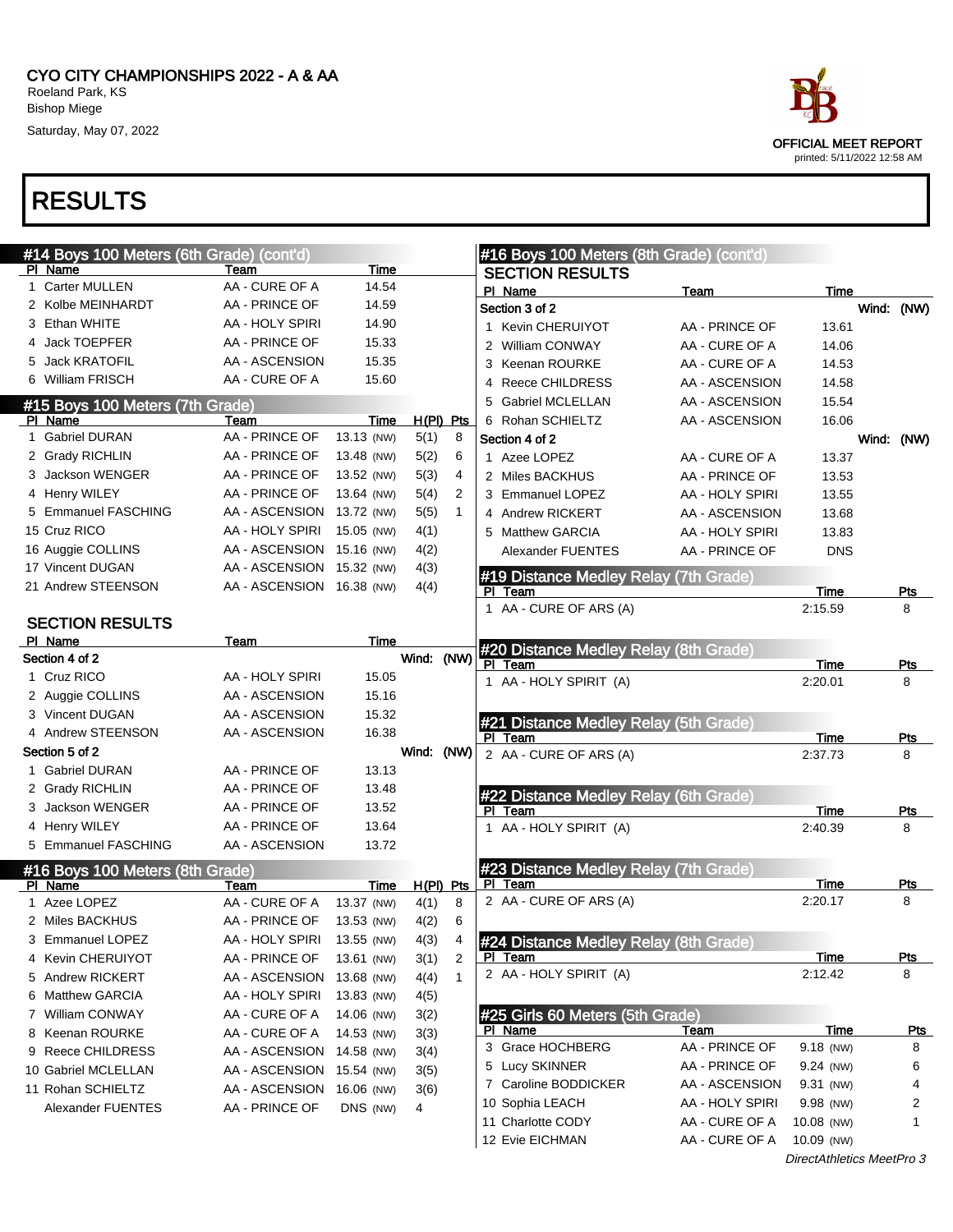CYO CITY CHAMPIONSHIPS 2022 - A & AA
Roeland Park, KS
Bishop Miege
Saturday, May 07, 2022

OFFICIAL MEET REPORT
printed: 5/11/2022 12:58 AM

# RESULTS

## #14 Boys 100 Meters (6th Grade) (cont'd)

| Pl | Name | Team | Time |
|---|---|---|---|
| 1 | Carter MULLEN | AA - CURE OF A | 14.54 |
| 2 | Kolbe MEINHARDT | AA - PRINCE OF | 14.59 |
| 3 | Ethan WHITE | AA - HOLY SPIRI | 14.90 |
| 4 | Jack TOEPFER | AA - PRINCE OF | 15.33 |
| 5 | Jack KRATOFIL | AA - ASCENSION | 15.35 |
| 6 | William FRISCH | AA - CURE OF A | 15.60 |

## #15 Boys 100 Meters (7th Grade)

| Pl | Name | Team | Time | H(Pl) | Pts |
|---|---|---|---|---|---|
| 1 | Gabriel DURAN | AA - PRINCE OF | 13.13 (NW) | 5(1) | 8 |
| 2 | Grady RICHLIN | AA - PRINCE OF | 13.48 (NW) | 5(2) | 6 |
| 3 | Jackson WENGER | AA - PRINCE OF | 13.52 (NW) | 5(3) | 4 |
| 4 | Henry WILEY | AA - PRINCE OF | 13.64 (NW) | 5(4) | 2 |
| 5 | Emmanuel FASCHING | AA - ASCENSION | 13.72 (NW) | 5(5) | 1 |
| 15 | Cruz RICO | AA - HOLY SPIRI | 15.05 (NW) | 4(1) | |
| 16 | Auggie COLLINS | AA - ASCENSION | 15.16 (NW) | 4(2) | |
| 17 | Vincent DUGAN | AA - ASCENSION | 15.32 (NW) | 4(3) | |
| 21 | Andrew STEENSON | AA - ASCENSION | 16.38 (NW) | 4(4) | |

### SECTION RESULTS

| Pl | Name | Team | Time |
|---|---|---|---|
| **Section 4 of 2** | | | Wind: (NW) |
| 1 | Cruz RICO | AA - HOLY SPIRI | 15.05 |
| 2 | Auggie COLLINS | AA - ASCENSION | 15.16 |
| 3 | Vincent DUGAN | AA - ASCENSION | 15.32 |
| 4 | Andrew STEENSON | AA - ASCENSION | 16.38 |
| **Section 5 of 2** | | | Wind: (NW) |
| 1 | Gabriel DURAN | AA - PRINCE OF | 13.13 |
| 2 | Grady RICHLIN | AA - PRINCE OF | 13.48 |
| 3 | Jackson WENGER | AA - PRINCE OF | 13.52 |
| 4 | Henry WILEY | AA - PRINCE OF | 13.64 |
| 5 | Emmanuel FASCHING | AA - ASCENSION | 13.72 |

## #16 Boys 100 Meters (8th Grade)

| Pl | Name | Team | Time | H(Pl) | Pts |
|---|---|---|---|---|---|
| 1 | Azee LOPEZ | AA - CURE OF A | 13.37 (NW) | 4(1) | 8 |
| 2 | Miles BACKHUS | AA - PRINCE OF | 13.53 (NW) | 4(2) | 6 |
| 3 | Emmanuel LOPEZ | AA - HOLY SPIRI | 13.55 (NW) | 4(3) | 4 |
| 4 | Kevin CHERUIYOT | AA - PRINCE OF | 13.61 (NW) | 3(1) | 2 |
| 5 | Andrew RICKERT | AA - ASCENSION | 13.68 (NW) | 4(4) | 1 |
| 6 | Matthew GARCIA | AA - HOLY SPIRI | 13.83 (NW) | 4(5) | |
| 7 | William CONWAY | AA - CURE OF A | 14.06 (NW) | 3(2) | |
| 8 | Keenan ROURKE | AA - CURE OF A | 14.53 (NW) | 3(3) | |
| 9 | Reece CHILDRESS | AA - ASCENSION | 14.58 (NW) | 3(4) | |
| 10 | Gabriel MCLELLAN | AA - ASCENSION | 15.54 (NW) | 3(5) | |
| 11 | Rohan SCHIELTZ | AA - ASCENSION | 16.06 (NW) | 3(6) | |
| | Alexander FUENTES | AA - PRINCE OF | DNS (NW) | 4 | |

## #16 Boys 100 Meters (8th Grade) (cont'd)

### SECTION RESULTS

| Pl | Name | Team | Time |
|---|---|---|---|
| **Section 3 of 2** | | | Wind: (NW) |
| 1 | Kevin CHERUIYOT | AA - PRINCE OF | 13.61 |
| 2 | William CONWAY | AA - CURE OF A | 14.06 |
| 3 | Keenan ROURKE | AA - CURE OF A | 14.53 |
| 4 | Reece CHILDRESS | AA - ASCENSION | 14.58 |
| 5 | Gabriel MCLELLAN | AA - ASCENSION | 15.54 |
| 6 | Rohan SCHIELTZ | AA - ASCENSION | 16.06 |
| **Section 4 of 2** | | | Wind: (NW) |
| 1 | Azee LOPEZ | AA - CURE OF A | 13.37 |
| 2 | Miles BACKHUS | AA - PRINCE OF | 13.53 |
| 3 | Emmanuel LOPEZ | AA - HOLY SPIRI | 13.55 |
| 4 | Andrew RICKERT | AA - ASCENSION | 13.68 |
| 5 | Matthew GARCIA | AA - HOLY SPIRI | 13.83 |
| | Alexander FUENTES | AA - PRINCE OF | DNS |

## #19 Distance Medley Relay (7th Grade)

| Pl | Team | Time | Pts |
|---|---|---|---|
| 1 | AA - CURE OF ARS (A) | 2:15.59 | 8 |

## #20 Distance Medley Relay (8th Grade)

| Pl | Team | Time | Pts |
|---|---|---|---|
| 1 | AA - HOLY SPIRIT (A) | 2:20.01 | 8 |

## #21 Distance Medley Relay (5th Grade)

| Pl | Team | Time | Pts |
|---|---|---|---|
| 2 | AA - CURE OF ARS (A) | 2:37.73 | 8 |

## #22 Distance Medley Relay (6th Grade)

| Pl | Team | Time | Pts |
|---|---|---|---|
| 1 | AA - HOLY SPIRIT (A) | 2:40.39 | 8 |

## #23 Distance Medley Relay (7th Grade)

| Pl | Team | Time | Pts |
|---|---|---|---|
| 2 | AA - CURE OF ARS (A) | 2:20.17 | 8 |

## #24 Distance Medley Relay (8th Grade)

| Pl | Team | Time | Pts |
|---|---|---|---|
| 2 | AA - HOLY SPIRIT (A) | 2:12.42 | 8 |

## #25 Girls 60 Meters (5th Grade)

| Pl | Name | Team | Time | Pts |
|---|---|---|---|---|
| 3 | Grace HOCHBERG | AA - PRINCE OF | 9.18 (NW) | 8 |
| 5 | Lucy SKINNER | AA - PRINCE OF | 9.24 (NW) | 6 |
| 7 | Caroline BODDICKER | AA - ASCENSION | 9.31 (NW) | 4 |
| 10 | Sophia LEACH | AA - HOLY SPIRI | 9.98 (NW) | 2 |
| 11 | Charlotte CODY | AA - CURE OF A | 10.08 (NW) | 1 |
| 12 | Evie EICHMAN | AA - CURE OF A | 10.09 (NW) | |

*DirectAthletics MeetPro 3*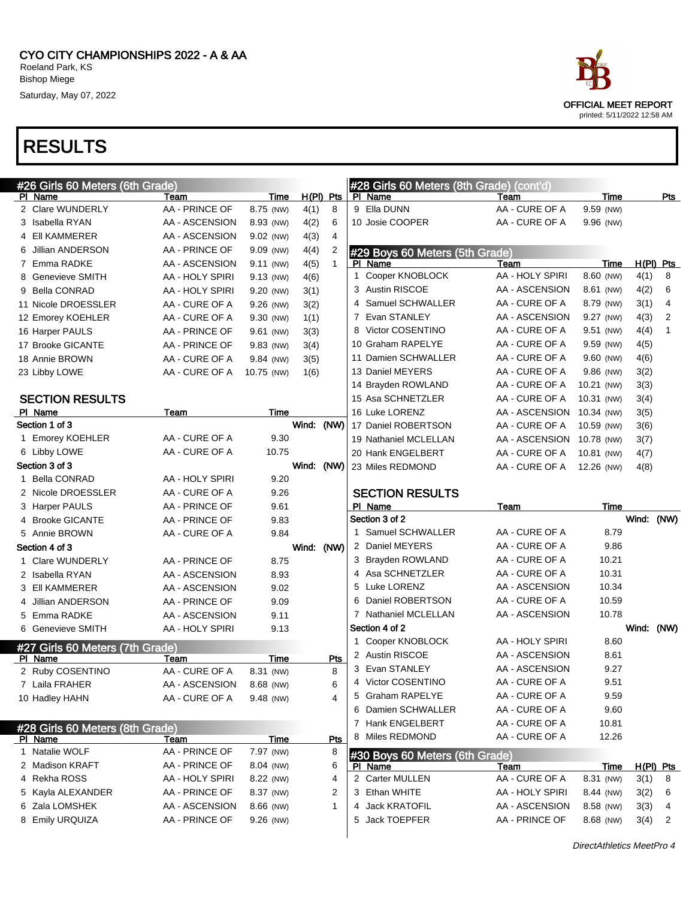CYO CITY CHAMPIONSHIPS 2022 - A & AA
Roeland Park, KS
Bishop Miege
Saturday, May 07, 2022

OFFICIAL MEET REPORT
printed: 5/11/2022 12:58 AM

# RESULTS

## #26 Girls 60 Meters (6th Grade)

| Pl | Name | Team | Time | | H(Pl) | Pts |
|---|---|---|---|---|---|---|
| 2 | Clare WUNDERLY | AA - PRINCE OF | 8.75 | (NW) | 4(1) | 8 |
| 3 | Isabella RYAN | AA - ASCENSION | 8.93 | (NW) | 4(2) | 6 |
| 4 | Ell KAMMERER | AA - ASCENSION | 9.02 | (NW) | 4(3) | 4 |
| 6 | Jillian ANDERSON | AA - PRINCE OF | 9.09 | (NW) | 4(4) | 2 |
| 7 | Emma RADKE | AA - ASCENSION | 9.11 | (NW) | 4(5) | 1 |
| 8 | Genevieve SMITH | AA - HOLY SPIRI | 9.13 | (NW) | 4(6) | |
| 9 | Bella CONRAD | AA - HOLY SPIRI | 9.20 | (NW) | 3(1) | |
| 11 | Nicole DROESSLER | AA - CURE OF A | 9.26 | (NW) | 3(2) | |
| 12 | Emorey KOEHLER | AA - CURE OF A | 9.30 | (NW) | 1(1) | |
| 16 | Harper PAULS | AA - PRINCE OF | 9.61 | (NW) | 3(3) | |
| 17 | Brooke GICANTE | AA - PRINCE OF | 9.83 | (NW) | 3(4) | |
| 18 | Annie BROWN | AA - CURE OF A | 9.84 | (NW) | 3(5) | |
| 23 | Libby LOWE | AA - CURE OF A | 10.75 | (NW) | 1(6) | |

### SECTION RESULTS

| Pl | Name | Team | Time |
|---|---|---|---|
| **Section 1 of 3** | | | Wind: (NW) |
| 1 | Emorey KOEHLER | AA - CURE OF A | 9.30 |
| 6 | Libby LOWE | AA - CURE OF A | 10.75 |
| **Section 3 of 3** | | | Wind: (NW) |
| 1 | Bella CONRAD | AA - HOLY SPIRI | 9.20 |
| 2 | Nicole DROESSLER | AA - CURE OF A | 9.26 |
| 3 | Harper PAULS | AA - PRINCE OF | 9.61 |
| 4 | Brooke GICANTE | AA - PRINCE OF | 9.83 |
| 5 | Annie BROWN | AA - CURE OF A | 9.84 |
| **Section 4 of 3** | | | Wind: (NW) |
| 1 | Clare WUNDERLY | AA - PRINCE OF | 8.75 |
| 2 | Isabella RYAN | AA - ASCENSION | 8.93 |
| 3 | Ell KAMMERER | AA - ASCENSION | 9.02 |
| 4 | Jillian ANDERSON | AA - PRINCE OF | 9.09 |
| 5 | Emma RADKE | AA - ASCENSION | 9.11 |
| 6 | Genevieve SMITH | AA - HOLY SPIRI | 9.13 |

## #27 Girls 60 Meters (7th Grade)

| Pl | Name | Team | Time | | Pts |
|---|---|---|---|---|---|
| 2 | Ruby COSENTINO | AA - CURE OF A | 8.31 | (NW) | 8 |
| 7 | Laila FRAHER | AA - ASCENSION | 8.68 | (NW) | 6 |
| 10 | Hadley HAHN | AA - CURE OF A | 9.48 | (NW) | 4 |

## #28 Girls 60 Meters (8th Grade)

| Pl | Name | Team | Time | | Pts |
|---|---|---|---|---|---|
| 1 | Natalie WOLF | AA - PRINCE OF | 7.97 | (NW) | 8 |
| 2 | Madison KRAFT | AA - PRINCE OF | 8.04 | (NW) | 6 |
| 4 | Rekha ROSS | AA - HOLY SPIRI | 8.22 | (NW) | 4 |
| 5 | Kayla ALEXANDER | AA - PRINCE OF | 8.37 | (NW) | 2 |
| 6 | Zala LOMSHEK | AA - ASCENSION | 8.66 | (NW) | 1 |
| 8 | Emily URQUIZA | AA - PRINCE OF | 9.26 | (NW) | |
| 9 | Ella DUNN | AA - CURE OF A | 9.59 | (NW) | |
| 10 | Josie COOPER | AA - CURE OF A | 9.96 | (NW) | |

## #29 Boys 60 Meters (5th Grade)

| Pl | Name | Team | Time | | H(Pl) | Pts |
|---|---|---|---|---|---|---|
| 1 | Cooper KNOBLOCK | AA - HOLY SPIRI | 8.60 | (NW) | 4(1) | 8 |
| 3 | Austin RISCOE | AA - ASCENSION | 8.61 | (NW) | 4(2) | 6 |
| 4 | Samuel SCHWALLER | AA - CURE OF A | 8.79 | (NW) | 3(1) | 4 |
| 7 | Evan STANLEY | AA - ASCENSION | 9.27 | (NW) | 4(3) | 2 |
| 8 | Victor COSENTINO | AA - CURE OF A | 9.51 | (NW) | 4(4) | 1 |
| 10 | Graham RAPELYE | AA - CURE OF A | 9.59 | (NW) | 4(5) | |
| 11 | Damien SCHWALLER | AA - CURE OF A | 9.60 | (NW) | 4(6) | |
| 13 | Daniel MEYERS | AA - CURE OF A | 9.86 | (NW) | 3(2) | |
| 14 | Brayden ROWLAND | AA - CURE OF A | 10.21 | (NW) | 3(3) | |
| 15 | Asa SCHNETZLER | AA - CURE OF A | 10.31 | (NW) | 3(4) | |
| 16 | Luke LORENZ | AA - ASCENSION | 10.34 | (NW) | 3(5) | |
| 17 | Daniel ROBERTSON | AA - CURE OF A | 10.59 | (NW) | 3(6) | |
| 19 | Nathaniel MCLELLAN | AA - ASCENSION | 10.78 | (NW) | 3(7) | |
| 20 | Hank ENGELBERT | AA - CURE OF A | 10.81 | (NW) | 4(7) | |
| 23 | Miles REDMOND | AA - CURE OF A | 12.26 | (NW) | 4(8) | |

### SECTION RESULTS

| Pl | Name | Team | Time |
|---|---|---|---|
| **Section 3 of 2** | | | Wind: (NW) |
| 1 | Samuel SCHWALLER | AA - CURE OF A | 8.79 |
| 2 | Daniel MEYERS | AA - CURE OF A | 9.86 |
| 3 | Brayden ROWLAND | AA - CURE OF A | 10.21 |
| 4 | Asa SCHNETZLER | AA - CURE OF A | 10.31 |
| 5 | Luke LORENZ | AA - ASCENSION | 10.34 |
| 6 | Daniel ROBERTSON | AA - CURE OF A | 10.59 |
| 7 | Nathaniel MCLELLAN | AA - ASCENSION | 10.78 |
| **Section 4 of 2** | | | Wind: (NW) |
| 1 | Cooper KNOBLOCK | AA - HOLY SPIRI | 8.60 |
| 2 | Austin RISCOE | AA - ASCENSION | 8.61 |
| 3 | Evan STANLEY | AA - ASCENSION | 9.27 |
| 4 | Victor COSENTINO | AA - CURE OF A | 9.51 |
| 5 | Graham RAPELYE | AA - CURE OF A | 9.59 |
| 6 | Damien SCHWALLER | AA - CURE OF A | 9.60 |
| 7 | Hank ENGELBERT | AA - CURE OF A | 10.81 |
| 8 | Miles REDMOND | AA - CURE OF A | 12.26 |

## #30 Boys 60 Meters (6th Grade)

| Pl | Name | Team | Time | | H(Pl) | Pts |
|---|---|---|---|---|---|---|
| 2 | Carter MULLEN | AA - CURE OF A | 8.31 | (NW) | 3(1) | 8 |
| 3 | Ethan WHITE | AA - HOLY SPIRI | 8.44 | (NW) | 3(2) | 6 |
| 4 | Jack KRATOFIL | AA - ASCENSION | 8.58 | (NW) | 3(3) | 4 |
| 5 | Jack TOEPFER | AA - PRINCE OF | 8.68 | (NW) | 3(4) | 2 |

*DirectAthletics MeetPro 4*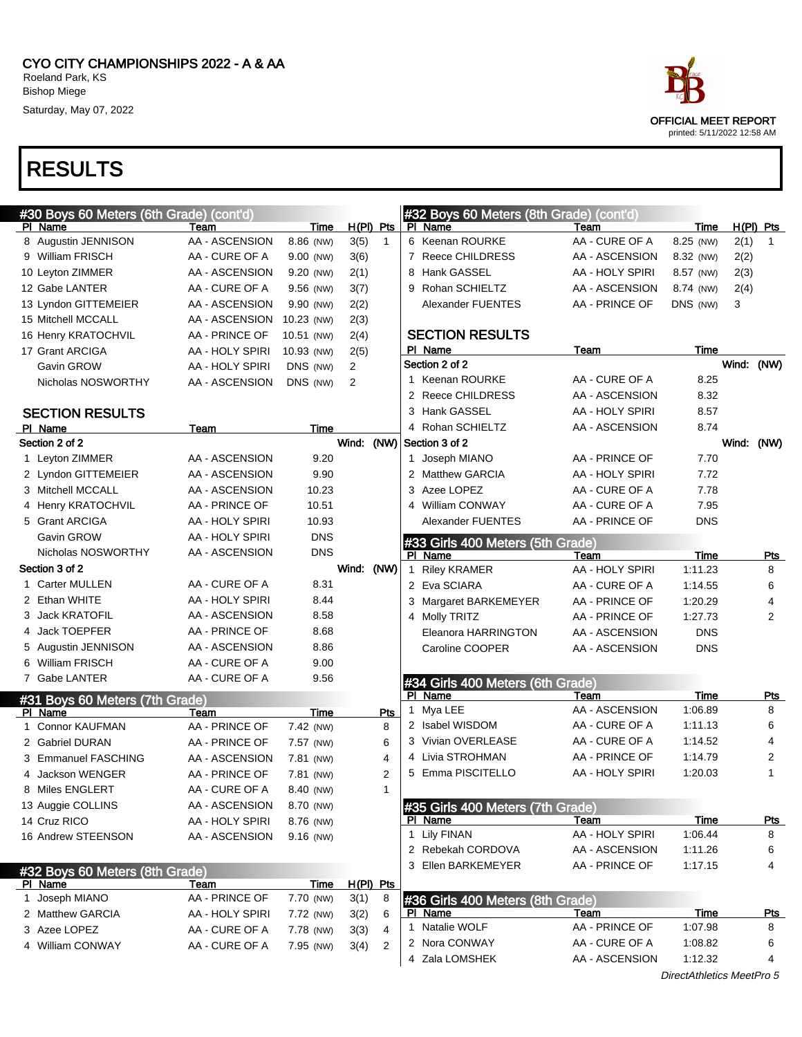CYO CITY CHAMPIONSHIPS 2022 - A & AA
Roeland Park, KS
Bishop Miege
Saturday, May 07, 2022

OFFICIAL MEET REPORT
printed: 5/11/2022 12:58 AM

# RESULTS

## #30 Boys 60 Meters (6th Grade) (cont'd)

| Pl | Name | Team | Time | | H(Pl) | Pts |
|---|---|---|---|---|---|---|
| 8 | Augustin JENNISON | AA - ASCENSION | 8.86 | (NW) | 3(5) | 1 |
| 9 | William FRISCH | AA - CURE OF A | 9.00 | (NW) | 3(6) | |
| 10 | Leyton ZIMMER | AA - ASCENSION | 9.20 | (NW) | 2(1) | |
| 12 | Gabe LANTER | AA - CURE OF A | 9.56 | (NW) | 3(7) | |
| 13 | Lyndon GITTEMEIER | AA - ASCENSION | 9.90 | (NW) | 2(2) | |
| 15 | Mitchell MCCALL | AA - ASCENSION | 10.23 | (NW) | 2(3) | |
| 16 | Henry KRATOCHVIL | AA - PRINCE OF | 10.51 | (NW) | 2(4) | |
| 17 | Grant ARCIGA | AA - HOLY SPIRI | 10.93 | (NW) | 2(5) | |
| | Gavin GROW | AA - HOLY SPIRI | DNS | (NW) | 2 | |
| | Nicholas NOSWORTHY | AA - ASCENSION | DNS | (NW) | 2 | |

### SECTION RESULTS

| Pl | Name | Team | Time |
|---|---|---|---|
| **Section 2 of 2** | | | Wind: (NW) |
| 1 | Leyton ZIMMER | AA - ASCENSION | 9.20 |
| 2 | Lyndon GITTEMEIER | AA - ASCENSION | 9.90 |
| 3 | Mitchell MCCALL | AA - ASCENSION | 10.23 |
| 4 | Henry KRATOCHVIL | AA - PRINCE OF | 10.51 |
| 5 | Grant ARCIGA | AA - HOLY SPIRI | 10.93 |
| | Gavin GROW | AA - HOLY SPIRI | DNS |
| | Nicholas NOSWORTHY | AA - ASCENSION | DNS |
| **Section 3 of 2** | | | Wind: (NW) |
| 1 | Carter MULLEN | AA - CURE OF A | 8.31 |
| 2 | Ethan WHITE | AA - HOLY SPIRI | 8.44 |
| 3 | Jack KRATOFIL | AA - ASCENSION | 8.58 |
| 4 | Jack TOEPFER | AA - PRINCE OF | 8.68 |
| 5 | Augustin JENNISON | AA - ASCENSION | 8.86 |
| 6 | William FRISCH | AA - CURE OF A | 9.00 |
| 7 | Gabe LANTER | AA - CURE OF A | 9.56 |

## #31 Boys 60 Meters (7th Grade)

| Pl | Name | Team | Time | | Pts |
|---|---|---|---|---|---|
| 1 | Connor KAUFMAN | AA - PRINCE OF | 7.42 | (NW) | 8 |
| 2 | Gabriel DURAN | AA - PRINCE OF | 7.57 | (NW) | 6 |
| 3 | Emmanuel FASCHING | AA - ASCENSION | 7.81 | (NW) | 4 |
| 4 | Jackson WENGER | AA - PRINCE OF | 7.81 | (NW) | 2 |
| 8 | Miles ENGLERT | AA - CURE OF A | 8.40 | (NW) | 1 |
| 13 | Auggie COLLINS | AA - ASCENSION | 8.70 | (NW) | |
| 14 | Cruz RICO | AA - HOLY SPIRI | 8.76 | (NW) | |
| 16 | Andrew STEENSON | AA - ASCENSION | 9.16 | (NW) | |

## #32 Boys 60 Meters (8th Grade)

| Pl | Name | Team | Time | | H(Pl) | Pts |
|---|---|---|---|---|---|---|
| 1 | Joseph MIANO | AA - PRINCE OF | 7.70 | (NW) | 3(1) | 8 |
| 2 | Matthew GARCIA | AA - HOLY SPIRI | 7.72 | (NW) | 3(2) | 6 |
| 3 | Azee LOPEZ | AA - CURE OF A | 7.78 | (NW) | 3(3) | 4 |
| 4 | William CONWAY | AA - CURE OF A | 7.95 | (NW) | 3(4) | 2 |
| 6 | Keenan ROURKE | AA - CURE OF A | 8.25 | (NW) | 2(1) | 1 |
| 7 | Reece CHILDRESS | AA - ASCENSION | 8.32 | (NW) | 2(2) | |
| 8 | Hank GASSEL | AA - HOLY SPIRI | 8.57 | (NW) | 2(3) | |
| 9 | Rohan SCHIELTZ | AA - ASCENSION | 8.74 | (NW) | 2(4) | |
| | Alexander FUENTES | AA - PRINCE OF | DNS | (NW) | 3 | |

### SECTION RESULTS

| Pl | Name | Team | Time |
|---|---|---|---|
| **Section 2 of 2** | | | Wind: (NW) |
| 1 | Keenan ROURKE | AA - CURE OF A | 8.25 |
| 2 | Reece CHILDRESS | AA - ASCENSION | 8.32 |
| 3 | Hank GASSEL | AA - HOLY SPIRI | 8.57 |
| 4 | Rohan SCHIELTZ | AA - ASCENSION | 8.74 |
| **Section 3 of 2** | | | Wind: (NW) |
| 1 | Joseph MIANO | AA - PRINCE OF | 7.70 |
| 2 | Matthew GARCIA | AA - HOLY SPIRI | 7.72 |
| 3 | Azee LOPEZ | AA - CURE OF A | 7.78 |
| 4 | William CONWAY | AA - CURE OF A | 7.95 |
| | Alexander FUENTES | AA - PRINCE OF | DNS |

## #33 Girls 400 Meters (5th Grade)

| Pl | Name | Team | Time | Pts |
|---|---|---|---|---|
| 1 | Riley KRAMER | AA - HOLY SPIRI | 1:11.23 | 8 |
| 2 | Eva SCIARA | AA - CURE OF A | 1:14.55 | 6 |
| 3 | Margaret BARKEMEYER | AA - PRINCE OF | 1:20.29 | 4 |
| 4 | Molly TRITZ | AA - PRINCE OF | 1:27.73 | 2 |
| | Eleanora HARRINGTON | AA - ASCENSION | DNS | |
| | Caroline COOPER | AA - ASCENSION | DNS | |

## #34 Girls 400 Meters (6th Grade)

| Pl | Name | Team | Time | Pts |
|---|---|---|---|---|
| 1 | Mya LEE | AA - ASCENSION | 1:06.89 | 8 |
| 2 | Isabel WISDOM | AA - CURE OF A | 1:11.13 | 6 |
| 3 | Vivian OVERLEASE | AA - CURE OF A | 1:14.52 | 4 |
| 4 | Livia STROHMAN | AA - PRINCE OF | 1:14.79 | 2 |
| 5 | Emma PISCITELLO | AA - HOLY SPIRI | 1:20.03 | 1 |

## #35 Girls 400 Meters (7th Grade)

| Pl | Name | Team | Time | Pts |
|---|---|---|---|---|
| 1 | Lily FINAN | AA - HOLY SPIRI | 1:06.44 | 8 |
| 2 | Rebekah CORDOVA | AA - ASCENSION | 1:11.26 | 6 |
| 3 | Ellen BARKEMEYER | AA - PRINCE OF | 1:17.15 | 4 |

## #36 Girls 400 Meters (8th Grade)

| Pl | Name | Team | Time | Pts |
|---|---|---|---|---|
| 1 | Natalie WOLF | AA - PRINCE OF | 1:07.98 | 8 |
| 2 | Nora CONWAY | AA - CURE OF A | 1:08.82 | 6 |
| 4 | Zala LOMSHEK | AA - ASCENSION | 1:12.32 | 4 |

*DirectAthletics MeetPro 5*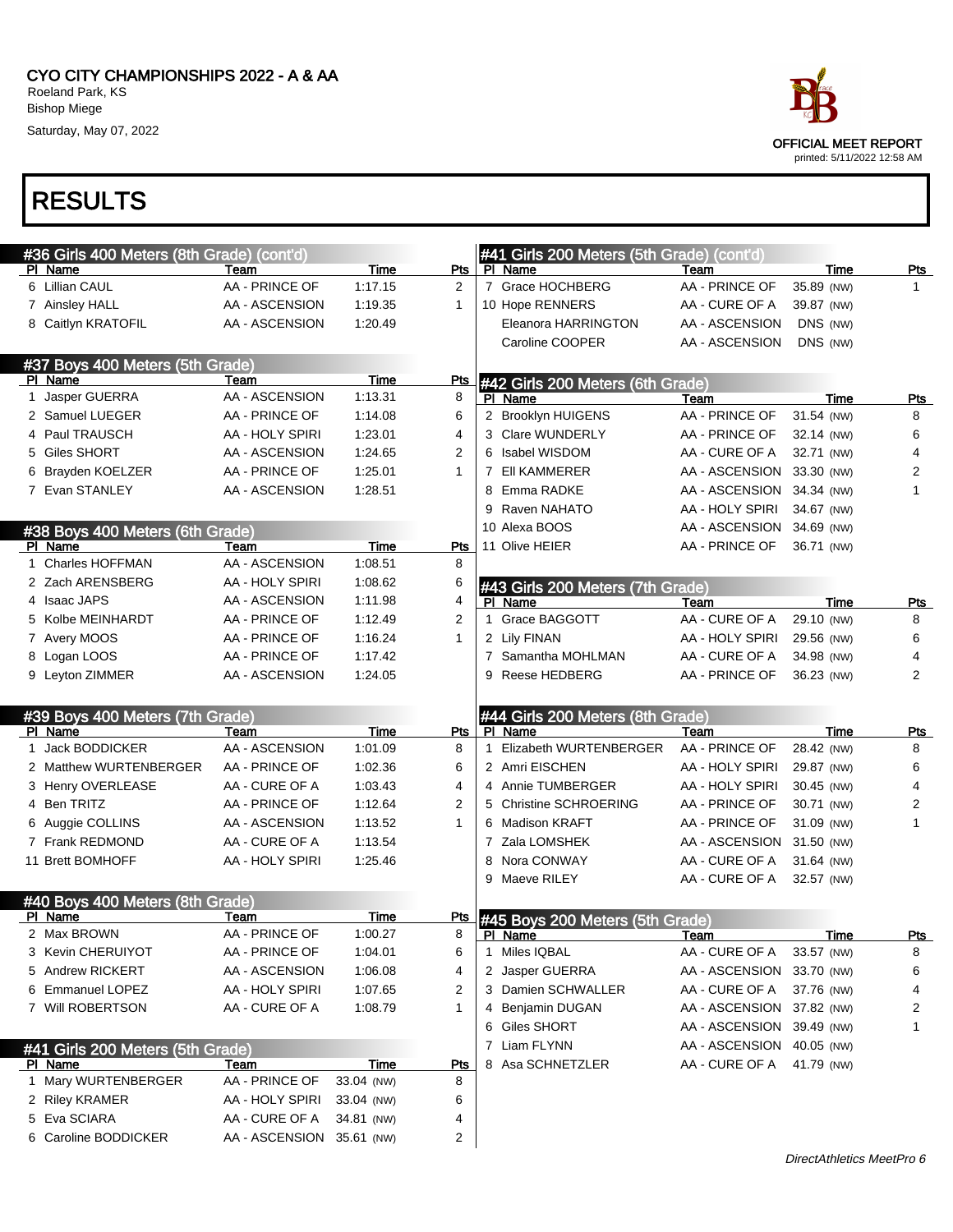# CYO CITY CHAMPIONSHIPS 2022 - A & AA

Roeland Park, KS
Bishop Miege
Saturday, May 07, 2022

OFFICIAL MEET REPORT
printed: 5/11/2022 12:58 AM

## RESULTS

### #36 Girls 400 Meters (8th Grade) (cont'd)

| Pl | Name | Team | Time | Pts |
|---|---|---|---|---|
| 6 | Lillian CAUL | AA - PRINCE OF | 1:17.15 | 2 |
| 7 | Ainsley HALL | AA - ASCENSION | 1:19.35 | 1 |
| 8 | Caitlyn KRATOFIL | AA - ASCENSION | 1:20.49 | |

### #37 Boys 400 Meters (5th Grade)

| Pl | Name | Team | Time | Pts |
|---|---|---|---|---|
| 1 | Jasper GUERRA | AA - ASCENSION | 1:13.31 | 8 |
| 2 | Samuel LUEGER | AA - PRINCE OF | 1:14.08 | 6 |
| 4 | Paul TRAUSCH | AA - HOLY SPIRI | 1:23.01 | 4 |
| 5 | Giles SHORT | AA - ASCENSION | 1:24.65 | 2 |
| 6 | Brayden KOELZER | AA - PRINCE OF | 1:25.01 | 1 |
| 7 | Evan STANLEY | AA - ASCENSION | 1:28.51 | |

### #38 Boys 400 Meters (6th Grade)

| Pl | Name | Team | Time | Pts |
|---|---|---|---|---|
| 1 | Charles HOFFMAN | AA - ASCENSION | 1:08.51 | 8 |
| 2 | Zach ARENSBERG | AA - HOLY SPIRI | 1:08.62 | 6 |
| 4 | Isaac JAPS | AA - ASCENSION | 1:11.98 | 4 |
| 5 | Kolbe MEINHARDT | AA - PRINCE OF | 1:12.49 | 2 |
| 7 | Avery MOOS | AA - PRINCE OF | 1:16.24 | 1 |
| 8 | Logan LOOS | AA - PRINCE OF | 1:17.42 | |
| 9 | Leyton ZIMMER | AA - ASCENSION | 1:24.05 | |

### #39 Boys 400 Meters (7th Grade)

| Pl | Name | Team | Time | Pts |
|---|---|---|---|---|
| 1 | Jack BODDICKER | AA - ASCENSION | 1:01.09 | 8 |
| 2 | Matthew WURTENBERGER | AA - PRINCE OF | 1:02.36 | 6 |
| 3 | Henry OVERLEASE | AA - CURE OF A | 1:03.43 | 4 |
| 4 | Ben TRITZ | AA - PRINCE OF | 1:12.64 | 2 |
| 6 | Auggie COLLINS | AA - ASCENSION | 1:13.52 | 1 |
| 7 | Frank REDMOND | AA - CURE OF A | 1:13.54 | |
| 11 | Brett BOMHOFF | AA - HOLY SPIRI | 1:25.46 | |

### #40 Boys 400 Meters (8th Grade)

| Pl | Name | Team | Time | Pts |
|---|---|---|---|---|
| 2 | Max BROWN | AA - PRINCE OF | 1:00.27 | 8 |
| 3 | Kevin CHERUIYOT | AA - PRINCE OF | 1:04.01 | 6 |
| 5 | Andrew RICKERT | AA - ASCENSION | 1:06.08 | 4 |
| 6 | Emmanuel LOPEZ | AA - HOLY SPIRI | 1:07.65 | 2 |
| 7 | Will ROBERTSON | AA - CURE OF A | 1:08.79 | 1 |

### #41 Girls 200 Meters (5th Grade)

| Pl | Name | Team | Time | Pts |
|---|---|---|---|---|
| 1 | Mary WURTENBERGER | AA - PRINCE OF | 33.04 (NW) | 8 |
| 2 | Riley KRAMER | AA - HOLY SPIRI | 33.04 (NW) | 6 |
| 5 | Eva SCIARA | AA - CURE OF A | 34.81 (NW) | 4 |
| 6 | Caroline BODDICKER | AA - ASCENSION | 35.61 (NW) | 2 |
| 7 | Grace HOCHBERG | AA - PRINCE OF | 35.89 (NW) | 1 |
| 10 | Hope RENNERS | AA - CURE OF A | 39.87 (NW) | |
| | Eleanora HARRINGTON | AA - ASCENSION | DNS (NW) | |
| | Caroline COOPER | AA - ASCENSION | DNS (NW) | |

### #42 Girls 200 Meters (6th Grade)

| Pl | Name | Team | Time | Pts |
|---|---|---|---|---|
| 2 | Brooklyn HUIGENS | AA - PRINCE OF | 31.54 (NW) | 8 |
| 3 | Clare WUNDERLY | AA - PRINCE OF | 32.14 (NW) | 6 |
| 6 | Isabel WISDOM | AA - CURE OF A | 32.71 (NW) | 4 |
| 7 | Ell KAMMERER | AA - ASCENSION | 33.30 (NW) | 2 |
| 8 | Emma RADKE | AA - ASCENSION | 34.34 (NW) | 1 |
| 9 | Raven NAHATO | AA - HOLY SPIRI | 34.67 (NW) | |
| 10 | Alexa BOOS | AA - ASCENSION | 34.69 (NW) | |
| 11 | Olive HEIER | AA - PRINCE OF | 36.71 (NW) | |

### #43 Girls 200 Meters (7th Grade)

| Pl | Name | Team | Time | Pts |
|---|---|---|---|---|
| 1 | Grace BAGGOTT | AA - CURE OF A | 29.10 (NW) | 8 |
| 2 | Lily FINAN | AA - HOLY SPIRI | 29.56 (NW) | 6 |
| 7 | Samantha MOHLMAN | AA - CURE OF A | 34.98 (NW) | 4 |
| 9 | Reese HEDBERG | AA - PRINCE OF | 36.23 (NW) | 2 |

### #44 Girls 200 Meters (8th Grade)

| Pl | Name | Team | Time | Pts |
|---|---|---|---|---|
| 1 | Elizabeth WURTENBERGER | AA - PRINCE OF | 28.42 (NW) | 8 |
| 2 | Amri EISCHEN | AA - HOLY SPIRI | 29.87 (NW) | 6 |
| 4 | Annie TUMBERGER | AA - HOLY SPIRI | 30.45 (NW) | 4 |
| 5 | Christine SCHROERING | AA - PRINCE OF | 30.71 (NW) | 2 |
| 6 | Madison KRAFT | AA - PRINCE OF | 31.09 (NW) | 1 |
| 7 | Zala LOMSHEK | AA - ASCENSION | 31.50 (NW) | |
| 8 | Nora CONWAY | AA - CURE OF A | 31.64 (NW) | |
| 9 | Maeve RILEY | AA - CURE OF A | 32.57 (NW) | |

### #45 Boys 200 Meters (5th Grade)

| Pl | Name | Team | Time | Pts |
|---|---|---|---|---|
| 1 | Miles IQBAL | AA - CURE OF A | 33.57 (NW) | 8 |
| 2 | Jasper GUERRA | AA - ASCENSION | 33.70 (NW) | 6 |
| 3 | Damien SCHWALLER | AA - CURE OF A | 37.76 (NW) | 4 |
| 4 | Benjamin DUGAN | AA - ASCENSION | 37.82 (NW) | 2 |
| 6 | Giles SHORT | AA - ASCENSION | 39.49 (NW) | 1 |
| 7 | Liam FLYNN | AA - ASCENSION | 40.05 (NW) | |
| 8 | Asa SCHNETZLER | AA - CURE OF A | 41.79 (NW) | |

*DirectAthletics MeetPro 6*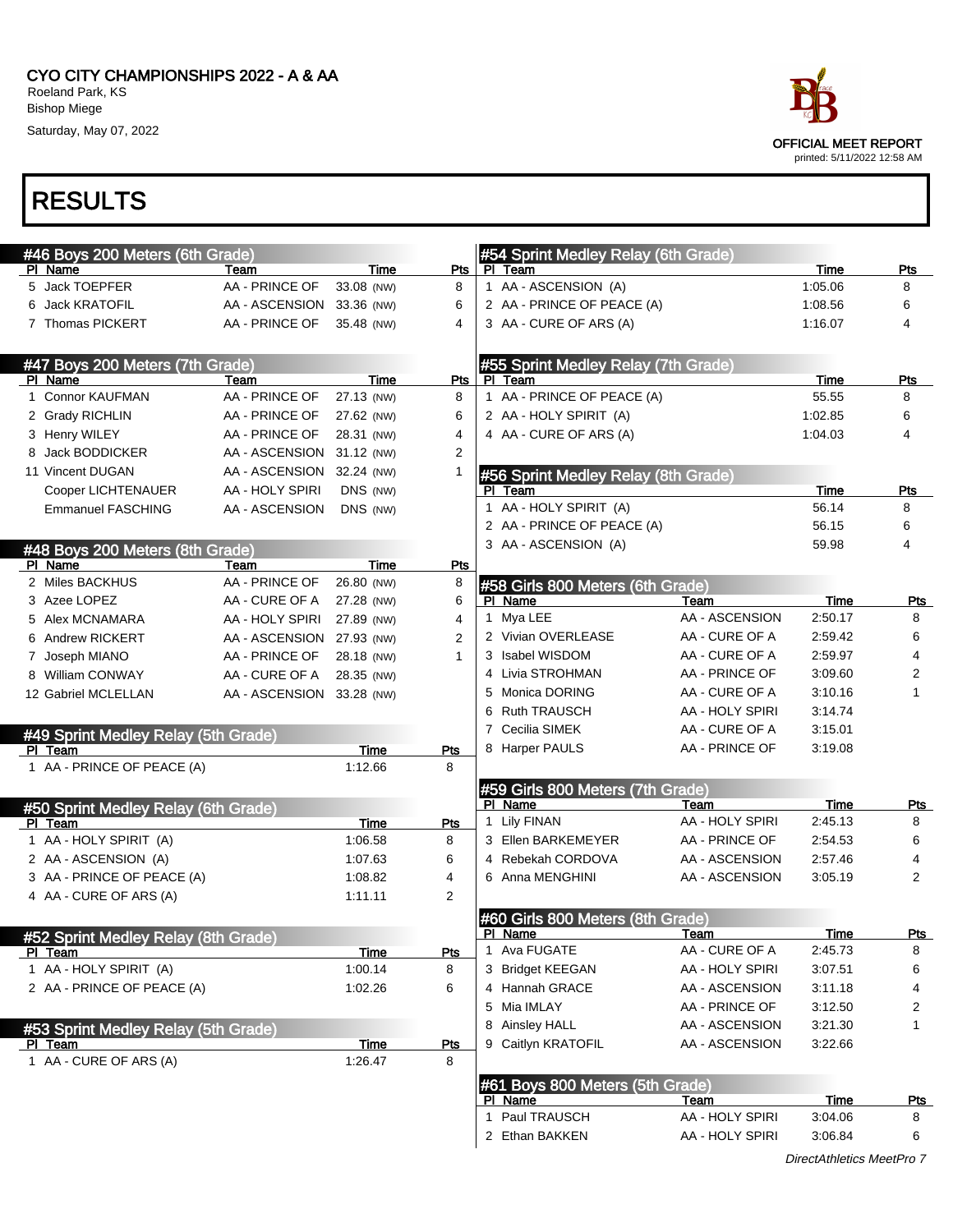CYO CITY CHAMPIONSHIPS 2022 - A & AA
Roeland Park, KS
Bishop Miege
Saturday, May 07, 2022

OFFICIAL MEET REPORT
printed: 5/11/2022 12:58 AM

# RESULTS

## #46 Boys 200 Meters (6th Grade)

| Pl | Name | Team | Time | Pts |
|---|---|---|---|---|
| 5 | Jack TOEPFER | AA - PRINCE OF | 33.08 (NW) | 8 |
| 6 | Jack KRATOFIL | AA - ASCENSION | 33.36 (NW) | 6 |
| 7 | Thomas PICKERT | AA - PRINCE OF | 35.48 (NW) | 4 |

## #47 Boys 200 Meters (7th Grade)

| Pl | Name | Team | Time | Pts |
|---|---|---|---|---|
| 1 | Connor KAUFMAN | AA - PRINCE OF | 27.13 (NW) | 8 |
| 2 | Grady RICHLIN | AA - PRINCE OF | 27.62 (NW) | 6 |
| 3 | Henry WILEY | AA - PRINCE OF | 28.31 (NW) | 4 |
| 8 | Jack BODDICKER | AA - ASCENSION | 31.12 (NW) | 2 |
| 11 | Vincent DUGAN | AA - ASCENSION | 32.24 (NW) | 1 |
| | Cooper LICHTENAUER | AA - HOLY SPIRI | DNS (NW) | |
| | Emmanuel FASCHING | AA - ASCENSION | DNS (NW) | |

## #48 Boys 200 Meters (8th Grade)

| Pl | Name | Team | Time | Pts |
|---|---|---|---|---|
| 2 | Miles BACKHUS | AA - PRINCE OF | 26.80 (NW) | 8 |
| 3 | Azee LOPEZ | AA - CURE OF A | 27.28 (NW) | 6 |
| 5 | Alex MCNAMARA | AA - HOLY SPIRI | 27.89 (NW) | 4 |
| 6 | Andrew RICKERT | AA - ASCENSION | 27.93 (NW) | 2 |
| 7 | Joseph MIANO | AA - PRINCE OF | 28.18 (NW) | 1 |
| 8 | William CONWAY | AA - CURE OF A | 28.35 (NW) | |
| 12 | Gabriel MCLELLAN | AA - ASCENSION | 33.28 (NW) | |

## #49 Sprint Medley Relay (5th Grade)

| Pl | Team | Time | Pts |
|---|---|---|---|
| 1 | AA - PRINCE OF PEACE (A) | 1:12.66 | 8 |

## #50 Sprint Medley Relay (6th Grade)

| Pl | Team | Time | Pts |
|---|---|---|---|
| 1 | AA - HOLY SPIRIT (A) | 1:06.58 | 8 |
| 2 | AA - ASCENSION (A) | 1:07.63 | 6 |
| 3 | AA - PRINCE OF PEACE (A) | 1:08.82 | 4 |
| 4 | AA - CURE OF ARS (A) | 1:11.11 | 2 |

## #52 Sprint Medley Relay (8th Grade)

| Pl | Team | Time | Pts |
|---|---|---|---|
| 1 | AA - HOLY SPIRIT (A) | 1:00.14 | 8 |
| 2 | AA - PRINCE OF PEACE (A) | 1:02.26 | 6 |

## #53 Sprint Medley Relay (5th Grade)

| Pl | Team | Time | Pts |
|---|---|---|---|
| 1 | AA - CURE OF ARS (A) | 1:26.47 | 8 |

## #54 Sprint Medley Relay (6th Grade)

| Pl | Team | Time | Pts |
|---|---|---|---|
| 1 | AA - ASCENSION (A) | 1:05.06 | 8 |
| 2 | AA - PRINCE OF PEACE (A) | 1:08.56 | 6 |
| 3 | AA - CURE OF ARS (A) | 1:16.07 | 4 |

## #55 Sprint Medley Relay (7th Grade)

| Pl | Team | Time | Pts |
|---|---|---|---|
| 1 | AA - PRINCE OF PEACE (A) | 55.55 | 8 |
| 2 | AA - HOLY SPIRIT (A) | 1:02.85 | 6 |
| 4 | AA - CURE OF ARS (A) | 1:04.03 | 4 |

## #56 Sprint Medley Relay (8th Grade)

| Pl | Team | Time | Pts |
|---|---|---|---|
| 1 | AA - HOLY SPIRIT (A) | 56.14 | 8 |
| 2 | AA - PRINCE OF PEACE (A) | 56.15 | 6 |
| 3 | AA - ASCENSION (A) | 59.98 | 4 |

## #58 Girls 800 Meters (6th Grade)

| Pl | Name | Team | Time | Pts |
|---|---|---|---|---|
| 1 | Mya LEE | AA - ASCENSION | 2:50.17 | 8 |
| 2 | Vivian OVERLEASE | AA - CURE OF A | 2:59.42 | 6 |
| 3 | Isabel WISDOM | AA - CURE OF A | 2:59.97 | 4 |
| 4 | Livia STROHMAN | AA - PRINCE OF | 3:09.60 | 2 |
| 5 | Monica DORING | AA - CURE OF A | 3:10.16 | 1 |
| 6 | Ruth TRAUSCH | AA - HOLY SPIRI | 3:14.74 | |
| 7 | Cecilia SIMEK | AA - CURE OF A | 3:15.01 | |
| 8 | Harper PAULS | AA - PRINCE OF | 3:19.08 | |

## #59 Girls 800 Meters (7th Grade)

| Pl | Name | Team | Time | Pts |
|---|---|---|---|---|
| 1 | Lily FINAN | AA - HOLY SPIRI | 2:45.13 | 8 |
| 3 | Ellen BARKEMEYER | AA - PRINCE OF | 2:54.53 | 6 |
| 4 | Rebekah CORDOVA | AA - ASCENSION | 2:57.46 | 4 |
| 6 | Anna MENGHINI | AA - ASCENSION | 3:05.19 | 2 |

## #60 Girls 800 Meters (8th Grade)

| Pl | Name | Team | Time | Pts |
|---|---|---|---|---|
| 1 | Ava FUGATE | AA - CURE OF A | 2:45.73 | 8 |
| 3 | Bridget KEEGAN | AA - HOLY SPIRI | 3:07.51 | 6 |
| 4 | Hannah GRACE | AA - ASCENSION | 3:11.18 | 4 |
| 5 | Mia IMLAY | AA - PRINCE OF | 3:12.50 | 2 |
| 8 | Ainsley HALL | AA - ASCENSION | 3:21.30 | 1 |
| 9 | Caitlyn KRATOFIL | AA - ASCENSION | 3:22.66 | |

## #61 Boys 800 Meters (5th Grade)

| Pl | Name | Team | Time | Pts |
|---|---|---|---|---|
| 1 | Paul TRAUSCH | AA - HOLY SPIRI | 3:04.06 | 8 |
| 2 | Ethan BAKKEN | AA - HOLY SPIRI | 3:06.84 | 6 |

*DirectAthletics MeetPro 7*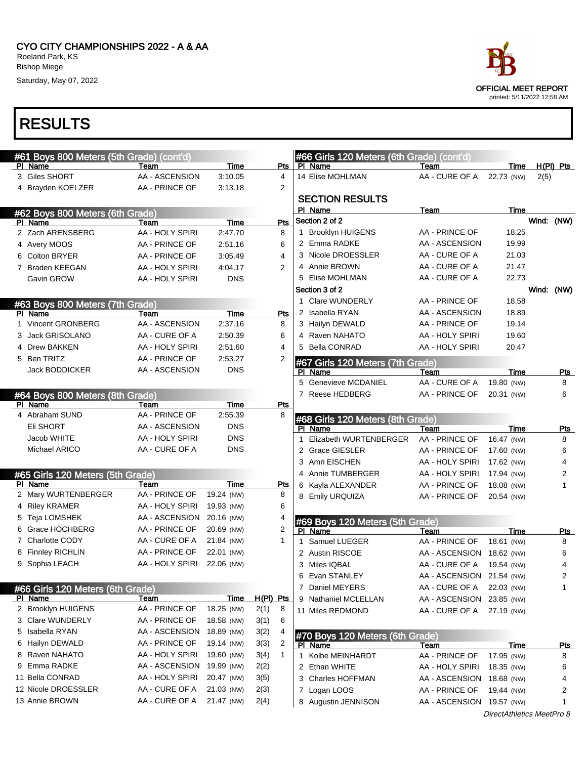CYO CITY CHAMPIONSHIPS 2022 - A & AA
Roeland Park, KS
Bishop Miege
Saturday, May 07, 2022

OFFICIAL MEET REPORT
printed: 5/11/2022 12:58 AM

# RESULTS

## #61 Boys 800 Meters (5th Grade) (cont'd)

| Pl | Name | Team | Time | Pts |
|---|---|---|---|---|
| 3 | Giles SHORT | AA - ASCENSION | 3:10.05 | 4 |
| 4 | Brayden KOELZER | AA - PRINCE OF | 3:13.18 | 2 |

## #62 Boys 800 Meters (6th Grade)

| Pl | Name | Team | Time | Pts |
|---|---|---|---|---|
| 2 | Zach ARENSBERG | AA - HOLY SPIRI | 2:47.70 | 8 |
| 4 | Avery MOOS | AA - PRINCE OF | 2:51.16 | 6 |
| 6 | Colton BRYER | AA - PRINCE OF | 3:05.49 | 4 |
| 7 | Braden KEEGAN | AA - HOLY SPIRI | 4:04.17 | 2 |
| | Gavin GROW | AA - HOLY SPIRI | DNS | |

## #63 Boys 800 Meters (7th Grade)

| Pl | Name | Team | Time | Pts |
|---|---|---|---|---|
| 1 | Vincent GRONBERG | AA - ASCENSION | 2:37.16 | 8 |
| 3 | Jack GRISOLANO | AA - CURE OF A | 2:50.39 | 6 |
| 4 | Drew BAKKEN | AA - HOLY SPIRI | 2:51.60 | 4 |
| 5 | Ben TRITZ | AA - PRINCE OF | 2:53.27 | 2 |
| | Jack BODDICKER | AA - ASCENSION | DNS | |

## #64 Boys 800 Meters (8th Grade)

| Pl | Name | Team | Time | Pts |
|---|---|---|---|---|
| 4 | Abraham SUND | AA - PRINCE OF | 2:55.39 | 8 |
| | Eli SHORT | AA - ASCENSION | DNS | |
| | Jacob WHITE | AA - HOLY SPIRI | DNS | |
| | Michael ARICO | AA - CURE OF A | DNS | |

## #65 Girls 120 Meters (5th Grade)

| Pl | Name | Team | Time | Pts |
|---|---|---|---|---|
| 2 | Mary WURTENBERGER | AA - PRINCE OF | 19.24 (NW) | 8 |
| 4 | Riley KRAMER | AA - HOLY SPIRI | 19.93 (NW) | 6 |
| 5 | Teja LOMSHEK | AA - ASCENSION | 20.16 (NW) | 4 |
| 6 | Grace HOCHBERG | AA - PRINCE OF | 20.69 (NW) | 2 |
| 7 | Charlotte CODY | AA - CURE OF A | 21.84 (NW) | 1 |
| 8 | Finnley RICHLIN | AA - PRINCE OF | 22.01 (NW) | |
| 9 | Sophia LEACH | AA - HOLY SPIRI | 22.06 (NW) | |

## #66 Girls 120 Meters (6th Grade)

| Pl | Name | Team | Time | H(Pl) | Pts |
|---|---|---|---|---|---|
| 2 | Brooklyn HUIGENS | AA - PRINCE OF | 18.25 (NW) | 2(1) | 8 |
| 3 | Clare WUNDERLY | AA - PRINCE OF | 18.58 (NW) | 3(1) | 6 |
| 5 | Isabella RYAN | AA - ASCENSION | 18.89 (NW) | 3(2) | 4 |
| 6 | Hailyn DEWALD | AA - PRINCE OF | 19.14 (NW) | 3(3) | 2 |
| 8 | Raven NAHATO | AA - HOLY SPIRI | 19.60 (NW) | 3(4) | 1 |
| 9 | Emma RADKE | AA - ASCENSION | 19.99 (NW) | 2(2) | |
| 11 | Bella CONRAD | AA - HOLY SPIRI | 20.47 (NW) | 3(5) | |
| 12 | Nicole DROESSLER | AA - CURE OF A | 21.03 (NW) | 2(3) | |
| 13 | Annie BROWN | AA - CURE OF A | 21.47 (NW) | 2(4) | |
| 14 | Elise MOHLMAN | AA - CURE OF A | 22.73 (NW) | 2(5) | |

### SECTION RESULTS

| Pl | Name | Team | Time |
|---|---|---|---|
| **Section 2 of 2** | | | Wind: (NW) |
| 1 | Brooklyn HUIGENS | AA - PRINCE OF | 18.25 |
| 2 | Emma RADKE | AA - ASCENSION | 19.99 |
| 3 | Nicole DROESSLER | AA - CURE OF A | 21.03 |
| 4 | Annie BROWN | AA - CURE OF A | 21.47 |
| 5 | Elise MOHLMAN | AA - CURE OF A | 22.73 |
| **Section 3 of 2** | | | Wind: (NW) |
| 1 | Clare WUNDERLY | AA - PRINCE OF | 18.58 |
| 2 | Isabella RYAN | AA - ASCENSION | 18.89 |
| 3 | Hailyn DEWALD | AA - PRINCE OF | 19.14 |
| 4 | Raven NAHATO | AA - HOLY SPIRI | 19.60 |
| 5 | Bella CONRAD | AA - HOLY SPIRI | 20.47 |

## #67 Girls 120 Meters (7th Grade)

| Pl | Name | Team | Time | Pts |
|---|---|---|---|---|
| 5 | Genevieve MCDANIEL | AA - CURE OF A | 19.80 (NW) | 8 |
| 7 | Reese HEDBERG | AA - PRINCE OF | 20.31 (NW) | 6 |

## #68 Girls 120 Meters (8th Grade)

| Pl | Name | Team | Time | Pts |
|---|---|---|---|---|
| 1 | Elizabeth WURTENBERGER | AA - PRINCE OF | 16.47 (NW) | 8 |
| 2 | Grace GIESLER | AA - PRINCE OF | 17.60 (NW) | 6 |
| 3 | Amri EISCHEN | AA - HOLY SPIRI | 17.62 (NW) | 4 |
| 4 | Annie TUMBERGER | AA - HOLY SPIRI | 17.94 (NW) | 2 |
| 6 | Kayla ALEXANDER | AA - PRINCE OF | 18.08 (NW) | 1 |
| 8 | Emily URQUIZA | AA - PRINCE OF | 20.54 (NW) | |

## #69 Boys 120 Meters (5th Grade)

| Pl | Name | Team | Time | Pts |
|---|---|---|---|---|
| 1 | Samuel LUEGER | AA - PRINCE OF | 18.61 (NW) | 8 |
| 2 | Austin RISCOE | AA - ASCENSION | 18.62 (NW) | 6 |
| 3 | Miles IQBAL | AA - CURE OF A | 19.54 (NW) | 4 |
| 6 | Evan STANLEY | AA - ASCENSION | 21.54 (NW) | 2 |
| 7 | Daniel MEYERS | AA - CURE OF A | 22.03 (NW) | 1 |
| 9 | Nathaniel MCLELLAN | AA - ASCENSION | 23.85 (NW) | |
| 11 | Miles REDMOND | AA - CURE OF A | 27.19 (NW) | |

## #70 Boys 120 Meters (6th Grade)

| Pl | Name | Team | Time | Pts |
|---|---|---|---|---|
| 1 | Kolbe MEINHARDT | AA - PRINCE OF | 17.95 (NW) | 8 |
| 2 | Ethan WHITE | AA - HOLY SPIRI | 18.35 (NW) | 6 |
| 3 | Charles HOFFMAN | AA - ASCENSION | 18.68 (NW) | 4 |
| 7 | Logan LOOS | AA - PRINCE OF | 19.44 (NW) | 2 |
| 8 | Augustin JENNISON | AA - ASCENSION | 19.57 (NW) | 1 |

*DirectAthletics MeetPro 8*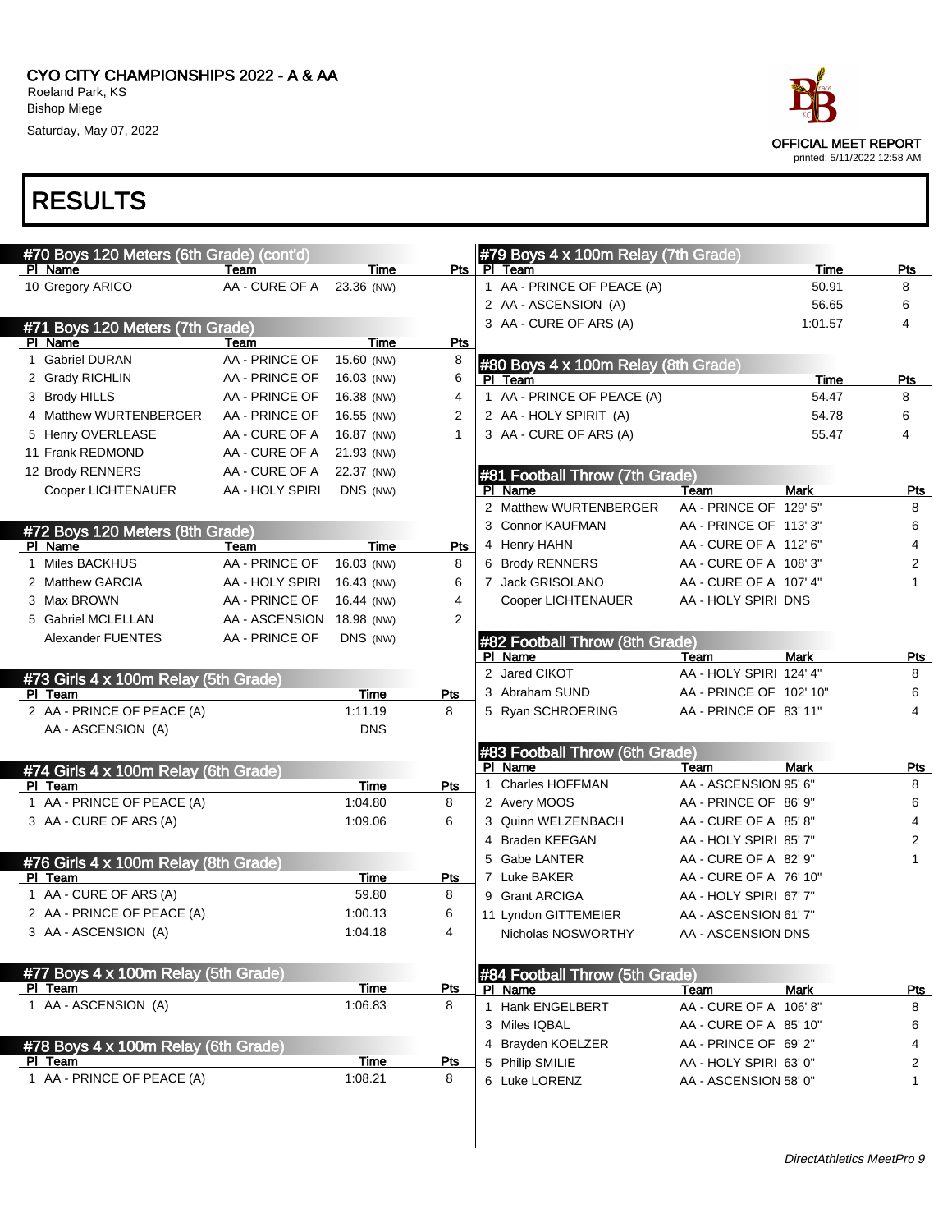CYO CITY CHAMPIONSHIPS 2022 - A & AA
Roeland Park, KS
Bishop Miege
Saturday, May 07, 2022

OFFICIAL MEET REPORT
printed: 5/11/2022 12:58 AM

# RESULTS

### #70 Boys 120 Meters (6th Grade) (cont'd)

| Pl | Name | Team | Time | Pts |
|---|---|---|---|---|
| 10 | Gregory ARICO | AA - CURE OF A | 23.36 (NW) | |

### #71 Boys 120 Meters (7th Grade)

| Pl | Name | Team | Time | Pts |
|---|---|---|---|---|
| 1 | Gabriel DURAN | AA - PRINCE OF | 15.60 (NW) | 8 |
| 2 | Grady RICHLIN | AA - PRINCE OF | 16.03 (NW) | 6 |
| 3 | Brody HILLS | AA - PRINCE OF | 16.38 (NW) | 4 |
| 4 | Matthew WURTENBERGER | AA - PRINCE OF | 16.55 (NW) | 2 |
| 5 | Henry OVERLEASE | AA - CURE OF A | 16.87 (NW) | 1 |
| 11 | Frank REDMOND | AA - CURE OF A | 21.93 (NW) | |
| 12 | Brody RENNERS | AA - CURE OF A | 22.37 (NW) | |
| | Cooper LICHTENAUER | AA - HOLY SPIRI | DNS (NW) | |

### #72 Boys 120 Meters (8th Grade)

| Pl | Name | Team | Time | Pts |
|---|---|---|---|---|
| 1 | Miles BACKHUS | AA - PRINCE OF | 16.03 (NW) | 8 |
| 2 | Matthew GARCIA | AA - HOLY SPIRI | 16.43 (NW) | 6 |
| 3 | Max BROWN | AA - PRINCE OF | 16.44 (NW) | 4 |
| 5 | Gabriel MCLELLAN | AA - ASCENSION | 18.98 (NW) | 2 |
| | Alexander FUENTES | AA - PRINCE OF | DNS (NW) | |

### #73 Girls 4 x 100m Relay (5th Grade)

| Pl | Team | Time | Pts |
|---|---|---|---|
| 2 | AA - PRINCE OF PEACE (A) | 1:11.19 | 8 |
| | AA - ASCENSION (A) | DNS | |

### #74 Girls 4 x 100m Relay (6th Grade)

| Pl | Team | Time | Pts |
|---|---|---|---|
| 1 | AA - PRINCE OF PEACE (A) | 1:04.80 | 8 |
| 3 | AA - CURE OF ARS (A) | 1:09.06 | 6 |

### #76 Girls 4 x 100m Relay (8th Grade)

| Pl | Team | Time | Pts |
|---|---|---|---|
| 1 | AA - CURE OF ARS (A) | 59.80 | 8 |
| 2 | AA - PRINCE OF PEACE (A) | 1:00.13 | 6 |
| 3 | AA - ASCENSION (A) | 1:04.18 | 4 |

### #77 Boys 4 x 100m Relay (5th Grade)

| Pl | Team | Time | Pts |
|---|---|---|---|
| 1 | AA - ASCENSION (A) | 1:06.83 | 8 |

### #78 Boys 4 x 100m Relay (6th Grade)

| Pl | Team | Time | Pts |
|---|---|---|---|
| 1 | AA - PRINCE OF PEACE (A) | 1:08.21 | 8 |

### #79 Boys 4 x 100m Relay (7th Grade)

| Pl | Team | Time | Pts |
|---|---|---|---|
| 1 | AA - PRINCE OF PEACE (A) | 50.91 | 8 |
| 2 | AA - ASCENSION (A) | 56.65 | 6 |
| 3 | AA - CURE OF ARS (A) | 1:01.57 | 4 |

### #80 Boys 4 x 100m Relay (8th Grade)

| Pl | Team | Time | Pts |
|---|---|---|---|
| 1 | AA - PRINCE OF PEACE (A) | 54.47 | 8 |
| 2 | AA - HOLY SPIRIT (A) | 54.78 | 6 |
| 3 | AA - CURE OF ARS (A) | 55.47 | 4 |

### #81 Football Throw (7th Grade)

| Pl | Name | Team | Mark | Pts |
|---|---|---|---|---|
| 2 | Matthew WURTENBERGER | AA - PRINCE OF | 129' 5" | 8 |
| 3 | Connor KAUFMAN | AA - PRINCE OF | 113' 3" | 6 |
| 4 | Henry HAHN | AA - CURE OF A | 112' 6" | 4 |
| 6 | Brody RENNERS | AA - CURE OF A | 108' 3" | 2 |
| 7 | Jack GRISOLANO | AA - CURE OF A | 107' 4" | 1 |
| | Cooper LICHTENAUER | AA - HOLY SPIRI | DNS | |

### #82 Football Throw (8th Grade)

| Pl | Name | Team | Mark | Pts |
|---|---|---|---|---|
| 2 | Jared CIKOT | AA - HOLY SPIRI | 124' 4" | 8 |
| 3 | Abraham SUND | AA - PRINCE OF | 102' 10" | 6 |
| 5 | Ryan SCHROERING | AA - PRINCE OF | 83' 11" | 4 |

### #83 Football Throw (6th Grade)

| Pl | Name | Team | Mark | Pts |
|---|---|---|---|---|
| 1 | Charles HOFFMAN | AA - ASCENSION | 95' 6" | 8 |
| 2 | Avery MOOS | AA - PRINCE OF | 86' 9" | 6 |
| 3 | Quinn WELZENBACH | AA - CURE OF A | 85' 8" | 4 |
| 4 | Braden KEEGAN | AA - HOLY SPIRI | 85' 7" | 2 |
| 5 | Gabe LANTER | AA - CURE OF A | 82' 9" | 1 |
| 7 | Luke BAKER | AA - CURE OF A | 76' 10" | |
| 9 | Grant ARCIGA | AA - HOLY SPIRI | 67' 7" | |
| 11 | Lyndon GITTEMEIER | AA - ASCENSION | 61' 7" | |
| | Nicholas NOSWORTHY | AA - ASCENSION | DNS | |

### #84 Football Throw (5th Grade)

| Pl | Name | Team | Mark | Pts |
|---|---|---|---|---|
| 1 | Hank ENGELBERT | AA - CURE OF A | 106' 8" | 8 |
| 3 | Miles IQBAL | AA - CURE OF A | 85' 10" | 6 |
| 4 | Brayden KOELZER | AA - PRINCE OF | 69' 2" | 4 |
| 5 | Philip SMILIE | AA - HOLY SPIRI | 63' 0" | 2 |
| 6 | Luke LORENZ | AA - ASCENSION | 58' 0" | 1 |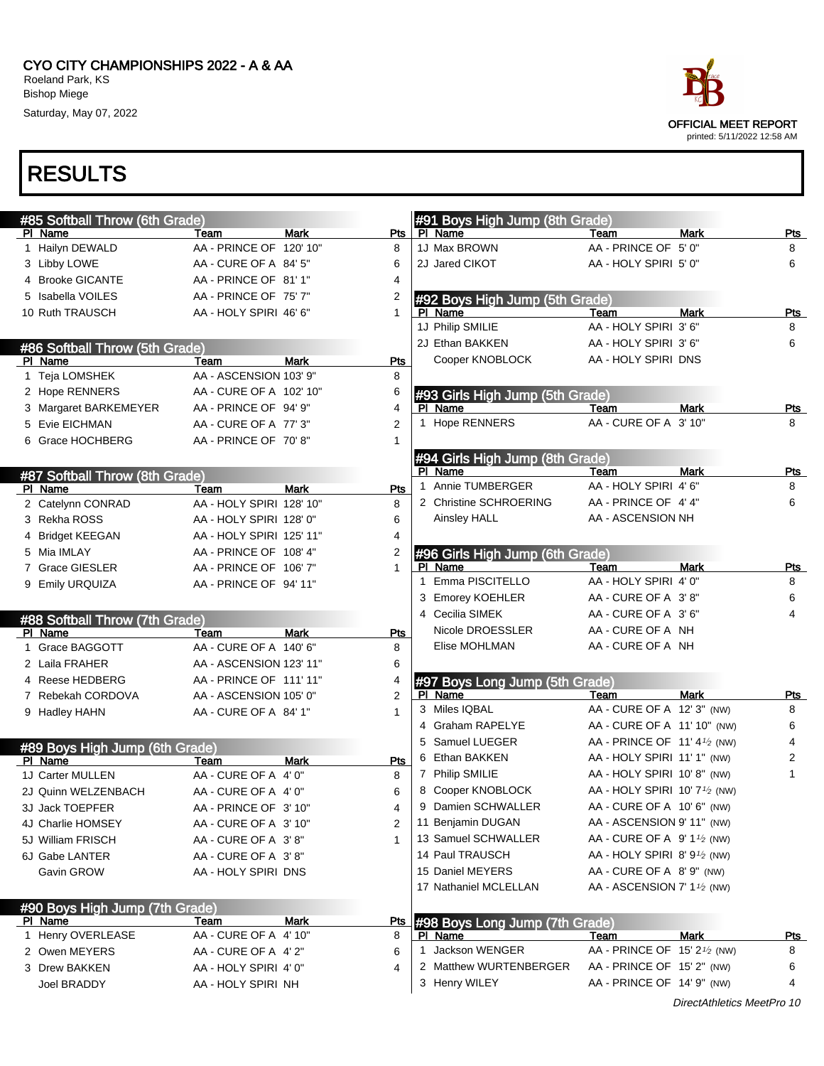CYO CITY CHAMPIONSHIPS 2022 - A & AA
Roeland Park, KS
Bishop Miege
Saturday, May 07, 2022

OFFICIAL MEET REPORT
printed: 5/11/2022 12:58 AM

# RESULTS

### #85 Softball Throw (6th Grade)

| Pl | Name | Team | Mark | Pts |
|---|---|---|---|---|
| 1 | Hailyn DEWALD | AA - PRINCE OF | 120' 10" | 8 |
| 3 | Libby LOWE | AA - CURE OF A | 84' 5" | 6 |
| 4 | Brooke GICANTE | AA - PRINCE OF | 81' 1" | 4 |
| 5 | Isabella VOILES | AA - PRINCE OF | 75' 7" | 2 |
| 10 | Ruth TRAUSCH | AA - HOLY SPIRI | 46' 6" | 1 |

### #86 Softball Throw (5th Grade)

| Pl | Name | Team | Mark | Pts |
|---|---|---|---|---|
| 1 | Teja LOMSHEK | AA - ASCENSION | 103' 9" | 8 |
| 2 | Hope RENNERS | AA - CURE OF A | 102' 10" | 6 |
| 3 | Margaret BARKEMEYER | AA - PRINCE OF | 94' 9" | 4 |
| 5 | Evie EICHMAN | AA - CURE OF A | 77' 3" | 2 |
| 6 | Grace HOCHBERG | AA - PRINCE OF | 70' 8" | 1 |

### #87 Softball Throw (8th Grade)

| Pl | Name | Team | Mark | Pts |
|---|---|---|---|---|
| 2 | Catelynn CONRAD | AA - HOLY SPIRI | 128' 10" | 8 |
| 3 | Rekha ROSS | AA - HOLY SPIRI | 128' 0" | 6 |
| 4 | Bridget KEEGAN | AA - HOLY SPIRI | 125' 11" | 4 |
| 5 | Mia IMLAY | AA - PRINCE OF | 108' 4" | 2 |
| 7 | Grace GIESLER | AA - PRINCE OF | 106' 7" | 1 |
| 9 | Emily URQUIZA | AA - PRINCE OF | 94' 11" | |

### #88 Softball Throw (7th Grade)

| Pl | Name | Team | Mark | Pts |
|---|---|---|---|---|
| 1 | Grace BAGGOTT | AA - CURE OF A | 140' 6" | 8 |
| 2 | Laila FRAHER | AA - ASCENSION | 123' 11" | 6 |
| 4 | Reese HEDBERG | AA - PRINCE OF | 111' 11" | 4 |
| 7 | Rebekah CORDOVA | AA - ASCENSION | 105' 0" | 2 |
| 9 | Hadley HAHN | AA - CURE OF A | 84' 1" | 1 |

### #89 Boys High Jump (6th Grade)

| Pl | Name | Team | Mark | Pts |
|---|---|---|---|---|
| 1J | Carter MULLEN | AA - CURE OF A | 4' 0" | 8 |
| 2J | Quinn WELZENBACH | AA - CURE OF A | 4' 0" | 6 |
| 3J | Jack TOEPFER | AA - PRINCE OF | 3' 10" | 4 |
| 4J | Charlie HOMSEY | AA - CURE OF A | 3' 10" | 2 |
| 5J | William FRISCH | AA - CURE OF A | 3' 8" | 1 |
| 6J | Gabe LANTER | AA - CURE OF A | 3' 8" | |
| | Gavin GROW | AA - HOLY SPIRI | DNS | |

### #90 Boys High Jump (7th Grade)

| Pl | Name | Team | Mark | Pts |
|---|---|---|---|---|
| 1 | Henry OVERLEASE | AA - CURE OF A | 4' 10" | 8 |
| 2 | Owen MEYERS | AA - CURE OF A | 4' 2" | 6 |
| 3 | Drew BAKKEN | AA - HOLY SPIRI | 4' 0" | 4 |
| | Joel BRADDY | AA - HOLY SPIRI | NH | |

### #91 Boys High Jump (8th Grade)

| Pl | Name | Team | Mark | Pts |
|---|---|---|---|---|
| 1J | Max BROWN | AA - PRINCE OF | 5' 0" | 8 |
| 2J | Jared CIKOT | AA - HOLY SPIRI | 5' 0" | 6 |

### #92 Boys High Jump (5th Grade)

| Pl | Name | Team | Mark | Pts |
|---|---|---|---|---|
| 1J | Philip SMILIE | AA - HOLY SPIRI | 3' 6" | 8 |
| 2J | Ethan BAKKEN | AA - HOLY SPIRI | 3' 6" | 6 |
| | Cooper KNOBLOCK | AA - HOLY SPIRI | DNS | |

### #93 Girls High Jump (5th Grade)

| Pl | Name | Team | Mark | Pts |
|---|---|---|---|---|
| 1 | Hope RENNERS | AA - CURE OF A | 3' 10" | 8 |

### #94 Girls High Jump (8th Grade)

| Pl | Name | Team | Mark | Pts |
|---|---|---|---|---|
| 1 | Annie TUMBERGER | AA - HOLY SPIRI | 4' 6" | 8 |
| 2 | Christine SCHROERING | AA - PRINCE OF | 4' 4" | 6 |
| | Ainsley HALL | AA - ASCENSION | NH | |

### #96 Girls High Jump (6th Grade)

| Pl | Name | Team | Mark | Pts |
|---|---|---|---|---|
| 1 | Emma PISCITELLO | AA - HOLY SPIRI | 4' 0" | 8 |
| 3 | Emorey KOEHLER | AA - CURE OF A | 3' 8" | 6 |
| 4 | Cecilia SIMEK | AA - CURE OF A | 3' 6" | 4 |
| | Nicole DROESSLER | AA - CURE OF A | NH | |
| | Elise MOHLMAN | AA - CURE OF A | NH | |

### #97 Boys Long Jump (5th Grade)

| Pl | Name | Team | Mark | Pts |
|---|---|---|---|---|
| 3 | Miles IQBAL | AA - CURE OF A | 12' 3" (NW) | 8 |
| 4 | Graham RAPELYE | AA - CURE OF A | 11' 10" (NW) | 6 |
| 5 | Samuel LUEGER | AA - PRINCE OF | 11' 4½ (NW) | 4 |
| 6 | Ethan BAKKEN | AA - HOLY SPIRI | 11' 1" (NW) | 2 |
| 7 | Philip SMILIE | AA - HOLY SPIRI | 10' 8" (NW) | 1 |
| 8 | Cooper KNOBLOCK | AA - HOLY SPIRI | 10' 7½ (NW) | |
| 9 | Damien SCHWALLER | AA - CURE OF A | 10' 6" (NW) | |
| 11 | Benjamin DUGAN | AA - ASCENSION | 9' 11" (NW) | |
| 13 | Samuel SCHWALLER | AA - CURE OF A | 9' 1½ (NW) | |
| 14 | Paul TRAUSCH | AA - HOLY SPIRI | 8' 9½ (NW) | |
| 15 | Daniel MEYERS | AA - CURE OF A | 8' 9" (NW) | |
| 17 | Nathaniel MCLELLAN | AA - ASCENSION | 7' 1½ (NW) | |

### #98 Boys Long Jump (7th Grade)

| Pl | Name | Team | Mark | Pts |
|---|---|---|---|---|
| 1 | Jackson WENGER | AA - PRINCE OF | 15' 2½ (NW) | 8 |
| 2 | Matthew WURTENBERGER | AA - PRINCE OF | 15' 2" (NW) | 6 |
| 3 | Henry WILEY | AA - PRINCE OF | 14' 9" (NW) | 4 |

*DirectAthletics MeetPro 10*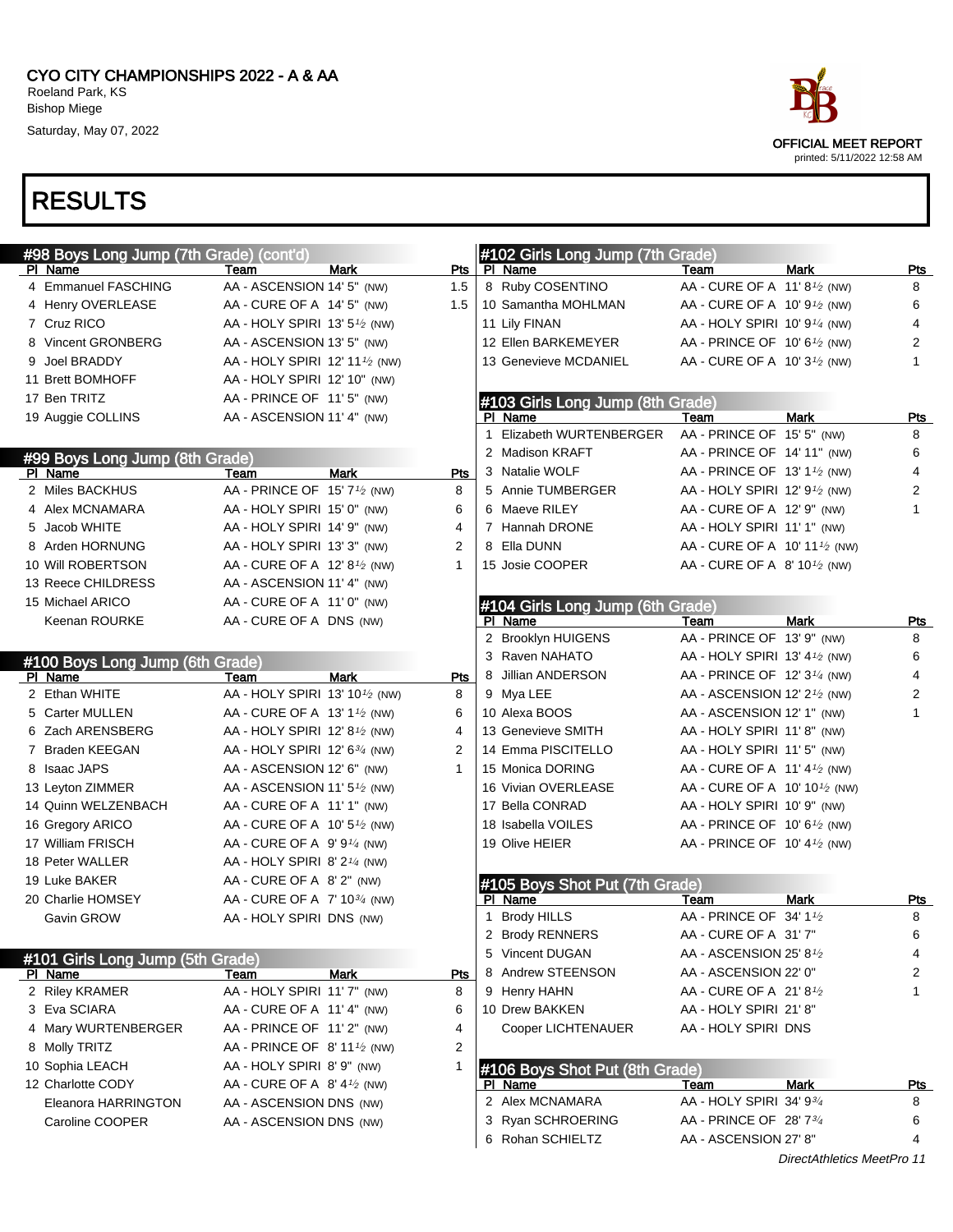# CYO CITY CHAMPIONSHIPS 2022 - A & AA

Roeland Park, KS
Bishop Miege
Saturday, May 07, 2022

OFFICIAL MEET REPORT
printed: 5/11/2022 12:58 AM

# RESULTS

## #98 Boys Long Jump (7th Grade) (cont'd)

| Pl | Name | Team | Mark | Pts |
|---|---|---|---|---|
| 4 | Emmanuel FASCHING | AA - ASCENSION | 14' 5" (NW) | 1.5 |
| 4 | Henry OVERLEASE | AA - CURE OF A | 14' 5" (NW) | 1.5 |
| 7 | Cruz RICO | AA - HOLY SPIRI | 13' 5½ (NW) | |
| 8 | Vincent GRONBERG | AA - ASCENSION | 13' 5" (NW) | |
| 9 | Joel BRADDY | AA - HOLY SPIRI | 12' 11½ (NW) | |
| 11 | Brett BOMHOFF | AA - HOLY SPIRI | 12' 10" (NW) | |
| 17 | Ben TRITZ | AA - PRINCE OF | 11' 5" (NW) | |
| 19 | Auggie COLLINS | AA - ASCENSION | 11' 4" (NW) | |

## #99 Boys Long Jump (8th Grade)

| Pl | Name | Team | Mark | Pts |
|---|---|---|---|---|
| 2 | Miles BACKHUS | AA - PRINCE OF | 15' 7½ (NW) | 8 |
| 4 | Alex MCNAMARA | AA - HOLY SPIRI | 15' 0" (NW) | 6 |
| 5 | Jacob WHITE | AA - HOLY SPIRI | 14' 9" (NW) | 4 |
| 8 | Arden HORNUNG | AA - HOLY SPIRI | 13' 3" (NW) | 2 |
| 10 | Will ROBERTSON | AA - CURE OF A | 12' 8½ (NW) | 1 |
| 13 | Reece CHILDRESS | AA - ASCENSION | 11' 4" (NW) | |
| 15 | Michael ARICO | AA - CURE OF A | 11' 0" (NW) | |
| | Keenan ROURKE | AA - CURE OF A | DNS (NW) | |

## #100 Boys Long Jump (6th Grade)

| Pl | Name | Team | Mark | Pts |
|---|---|---|---|---|
| 2 | Ethan WHITE | AA - HOLY SPIRI | 13' 10½ (NW) | 8 |
| 5 | Carter MULLEN | AA - CURE OF A | 13' 1½ (NW) | 6 |
| 6 | Zach ARENSBERG | AA - HOLY SPIRI | 12' 8½ (NW) | 4 |
| 7 | Braden KEEGAN | AA - HOLY SPIRI | 12' 6¾ (NW) | 2 |
| 8 | Isaac JAPS | AA - ASCENSION | 12' 6" (NW) | 1 |
| 13 | Leyton ZIMMER | AA - ASCENSION | 11' 5½ (NW) | |
| 14 | Quinn WELZENBACH | AA - CURE OF A | 11' 1" (NW) | |
| 16 | Gregory ARICO | AA - CURE OF A | 10' 5½ (NW) | |
| 17 | William FRISCH | AA - CURE OF A | 9' 9¼ (NW) | |
| 18 | Peter WALLER | AA - HOLY SPIRI | 8' 2¼ (NW) | |
| 19 | Luke BAKER | AA - CURE OF A | 8' 2" (NW) | |
| 20 | Charlie HOMSEY | AA - CURE OF A | 7' 10¾ (NW) | |
| | Gavin GROW | AA - HOLY SPIRI | DNS (NW) | |

## #101 Girls Long Jump (5th Grade)

| Pl | Name | Team | Mark | Pts |
|---|---|---|---|---|
| 2 | Riley KRAMER | AA - HOLY SPIRI | 11' 7" (NW) | 8 |
| 3 | Eva SCIARA | AA - CURE OF A | 11' 4" (NW) | 6 |
| 4 | Mary WURTENBERGER | AA - PRINCE OF | 11' 2" (NW) | 4 |
| 8 | Molly TRITZ | AA - PRINCE OF | 8' 11½ (NW) | 2 |
| 10 | Sophia LEACH | AA - HOLY SPIRI | 8' 9" (NW) | 1 |
| 12 | Charlotte CODY | AA - CURE OF A | 8' 4½ (NW) | |
| | Eleanora HARRINGTON | AA - ASCENSION | DNS (NW) | |
| | Caroline COOPER | AA - ASCENSION | DNS (NW) | |

## #102 Girls Long Jump (7th Grade)

| Pl | Name | Team | Mark | Pts |
|---|---|---|---|---|
| 8 | Ruby COSENTINO | AA - CURE OF A | 11' 8½ (NW) | 8 |
| 10 | Samantha MOHLMAN | AA - CURE OF A | 10' 9½ (NW) | 6 |
| 11 | Lily FINAN | AA - HOLY SPIRI | 10' 9¼ (NW) | 4 |
| 12 | Ellen BARKEMEYER | AA - PRINCE OF | 10' 6½ (NW) | 2 |
| 13 | Genevieve MCDANIEL | AA - CURE OF A | 10' 3½ (NW) | 1 |

## #103 Girls Long Jump (8th Grade)

| Pl | Name | Team | Mark | Pts |
|---|---|---|---|---|
| 1 | Elizabeth WURTENBERGER | AA - PRINCE OF | 15' 5" (NW) | 8 |
| 2 | Madison KRAFT | AA - PRINCE OF | 14' 11" (NW) | 6 |
| 3 | Natalie WOLF | AA - PRINCE OF | 13' 1½ (NW) | 4 |
| 5 | Annie TUMBERGER | AA - HOLY SPIRI | 12' 9½ (NW) | 2 |
| 6 | Maeve RILEY | AA - CURE OF A | 12' 9" (NW) | 1 |
| 7 | Hannah DRONE | AA - HOLY SPIRI | 11' 1" (NW) | |
| 8 | Ella DUNN | AA - CURE OF A | 10' 11½ (NW) | |
| 15 | Josie COOPER | AA - CURE OF A | 8' 10½ (NW) | |

## #104 Girls Long Jump (6th Grade)

| Pl | Name | Team | Mark | Pts |
|---|---|---|---|---|
| 2 | Brooklyn HUIGENS | AA - PRINCE OF | 13' 9" (NW) | 8 |
| 3 | Raven NAHATO | AA - HOLY SPIRI | 13' 4½ (NW) | 6 |
| 8 | Jillian ANDERSON | AA - PRINCE OF | 12' 3¼ (NW) | 4 |
| 9 | Ava BURKE | AA - ASCENSION | 12' 2½ (NW) | 2 |
| 10 | Alexa BOOS | AA - ASCENSION | 12' 1" (NW) | 1 |
| 13 | Genevieve SMITH | AA - HOLY SPIRI | 11' 8" (NW) | |
| 14 | Emma PISCITELLO | AA - HOLY SPIRI | 11' 5" (NW) | |
| 15 | Monica DORING | AA - CURE OF A | 11' 4½ (NW) | |
| 16 | Vivian OVERLEASE | AA - CURE OF A | 10' 10½ (NW) | |
| 17 | Bella CONRAD | AA - HOLY SPIRI | 10' 9" (NW) | |
| 18 | Isabella VOILES | AA - PRINCE OF | 10' 6½ (NW) | |
| 19 | Olive HEIER | AA - PRINCE OF | 10' 4½ (NW) | |

## #105 Boys Shot Put (7th Grade)

| Pl | Name | Team | Mark | Pts |
|---|---|---|---|---|
| 1 | Brody HILLS | AA - PRINCE OF | 34' 1½ | 8 |
| 2 | Brody RENNERS | AA - CURE OF A | 31' 7" | 6 |
| 5 | Vincent DUGAN | AA - ASCENSION | 25' 8½ | 4 |
| 8 | Andrew STEENSON | AA - ASCENSION | 22' 0" | 2 |
| 9 | Henry HAHN | AA - CURE OF A | 21' 8½ | 1 |
| 10 | Drew BAKKEN | AA - HOLY SPIRI | 21' 8" | |
| | Cooper LICHTENAUER | AA - HOLY SPIRI | DNS | |

## #106 Boys Shot Put (8th Grade)

| Pl | Name | Team | Mark | Pts |
|---|---|---|---|---|
| 2 | Alex MCNAMARA | AA - HOLY SPIRI | 34' 9¾ | 8 |
| 3 | Ryan SCHROERING | AA - PRINCE OF | 28' 7¾ | 6 |
| 6 | Rohan SCHIELTZ | AA - ASCENSION | 27' 8" | 4 |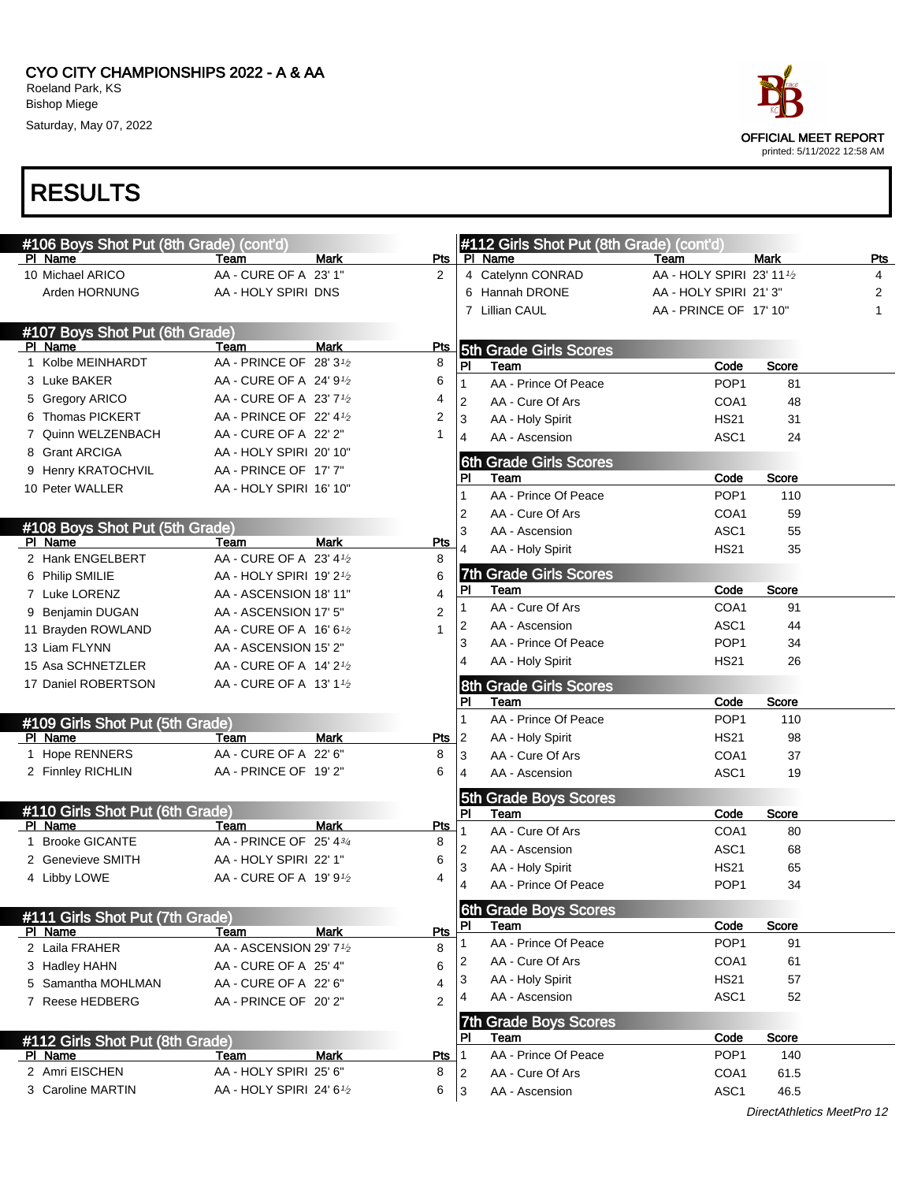# CYO CITY CHAMPIONSHIPS 2022 - A & AA

Roeland Park, KS
Bishop Miege
Saturday, May 07, 2022

OFFICIAL MEET REPORT
printed: 5/11/2022 12:58 AM

## RESULTS

### #106 Boys Shot Put (8th Grade) (cont'd)

| Pl | Name | Team | Mark | Pts |
|---|---|---|---|---|
| 10 | Michael ARICO | AA - CURE OF A | 23' 1" | 2 |
| | Arden HORNUNG | AA - HOLY SPIRI | DNS | |

### #107 Boys Shot Put (6th Grade)

| Pl | Name | Team | Mark | Pts |
|---|---|---|---|---|
| 1 | Kolbe MEINHARDT | AA - PRINCE OF | 28' 3½ | 8 |
| 3 | Luke BAKER | AA - CURE OF A | 24' 9½ | 6 |
| 5 | Gregory ARICO | AA - CURE OF A | 23' 7½ | 4 |
| 6 | Thomas PICKERT | AA - PRINCE OF | 22' 4½ | 2 |
| 7 | Quinn WELZENBACH | AA - CURE OF A | 22' 2" | 1 |
| 8 | Grant ARCIGA | AA - HOLY SPIRI | 20' 10" | |
| 9 | Henry KRATOCHVIL | AA - PRINCE OF | 17' 7" | |
| 10 | Peter WALLER | AA - HOLY SPIRI | 16' 10" | |

### #108 Boys Shot Put (5th Grade)

| Pl | Name | Team | Mark | Pts |
|---|---|---|---|---|
| 2 | Hank ENGELBERT | AA - CURE OF A | 23' 4½ | 8 |
| 6 | Philip SMILIE | AA - HOLY SPIRI | 19' 2½ | 6 |
| 7 | Luke LORENZ | AA - ASCENSION | 18' 11" | 4 |
| 9 | Benjamin DUGAN | AA - ASCENSION | 17' 5" | 2 |
| 11 | Brayden ROWLAND | AA - CURE OF A | 16' 6½ | 1 |
| 13 | Liam FLYNN | AA - ASCENSION | 15' 2" | |
| 15 | Asa SCHNETZLER | AA - CURE OF A | 14' 2½ | |
| 17 | Daniel ROBERTSON | AA - CURE OF A | 13' 1½ | |

### #109 Girls Shot Put (5th Grade)

| Pl | Name | Team | Mark | Pts |
|---|---|---|---|---|
| 1 | Hope RENNERS | AA - CURE OF A | 22' 6" | 8 |
| 2 | Finnley RICHLIN | AA - PRINCE OF | 19' 2" | 6 |

### #110 Girls Shot Put (6th Grade)

| Pl | Name | Team | Mark | Pts |
|---|---|---|---|---|
| 1 | Brooke GICANTE | AA - PRINCE OF | 25' 4¾ | 8 |
| 2 | Genevieve SMITH | AA - HOLY SPIRI | 22' 1" | 6 |
| 4 | Libby LOWE | AA - CURE OF A | 19' 9½ | 4 |

### #111 Girls Shot Put (7th Grade)

| Pl | Name | Team | Mark | Pts |
|---|---|---|---|---|
| 2 | Laila FRAHER | AA - ASCENSION | 29' 7½ | 8 |
| 3 | Hadley HAHN | AA - CURE OF A | 25' 4" | 6 |
| 5 | Samantha MOHLMAN | AA - CURE OF A | 22' 6" | 4 |
| 7 | Reese HEDBERG | AA - PRINCE OF | 20' 2" | 2 |

### #112 Girls Shot Put (8th Grade)

| Pl | Name | Team | Mark | Pts |
|---|---|---|---|---|
| 2 | Amri EISCHEN | AA - HOLY SPIRI | 25' 6" | 8 |
| 3 | Caroline MARTIN | AA - HOLY SPIRI | 24' 6½ | 6 |
| 4 | Catelynn CONRAD | AA - HOLY SPIRI | 23' 11½ | 4 |
| 6 | Hannah DRONE | AA - HOLY SPIRI | 21' 3" | 2 |
| 7 | Lillian CAUL | AA - PRINCE OF | 17' 10" | 1 |

### 5th Grade Girls Scores

| Pl | Team | Code | Score |
|---|---|---|---|
| 1 | AA - Prince Of Peace | POP1 | 81 |
| 2 | AA - Cure Of Ars | COA1 | 48 |
| 3 | AA - Holy Spirit | HS21 | 31 |
| 4 | AA - Ascension | ASC1 | 24 |

### 6th Grade Girls Scores

| Pl | Team | Code | Score |
|---|---|---|---|
| 1 | AA - Prince Of Peace | POP1 | 110 |
| 2 | AA - Cure Of Ars | COA1 | 59 |
| 3 | AA - Ascension | ASC1 | 55 |
| 4 | AA - Holy Spirit | HS21 | 35 |

### 7th Grade Girls Scores

| Pl | Team | Code | Score |
|---|---|---|---|
| 1 | AA - Cure Of Ars | COA1 | 91 |
| 2 | AA - Ascension | ASC1 | 44 |
| 3 | AA - Prince Of Peace | POP1 | 34 |
| 4 | AA - Holy Spirit | HS21 | 26 |

### 8th Grade Girls Scores

| Pl | Team | Code | Score |
|---|---|---|---|
| 1 | AA - Prince Of Peace | POP1 | 110 |
| 2 | AA - Holy Spirit | HS21 | 98 |
| 3 | AA - Cure Of Ars | COA1 | 37 |
| 4 | AA - Ascension | ASC1 | 19 |

### 5th Grade Boys Scores

| Pl | Team | Code | Score |
|---|---|---|---|
| 1 | AA - Cure Of Ars | COA1 | 80 |
| 2 | AA - Ascension | ASC1 | 68 |
| 3 | AA - Holy Spirit | HS21 | 65 |
| 4 | AA - Prince Of Peace | POP1 | 34 |

### 6th Grade Boys Scores

| Pl | Team | Code | Score |
|---|---|---|---|
| 1 | AA - Prince Of Peace | POP1 | 91 |
| 2 | AA - Cure Of Ars | COA1 | 61 |
| 3 | AA - Holy Spirit | HS21 | 57 |
| 4 | AA - Ascension | ASC1 | 52 |

### 7th Grade Boys Scores

| Pl | Team | Code | Score |
|---|---|---|---|
| 1 | AA - Prince Of Peace | POP1 | 140 |
| 2 | AA - Cure Of Ars | COA1 | 61.5 |
| 3 | AA - Ascension | ASC1 | 46.5 |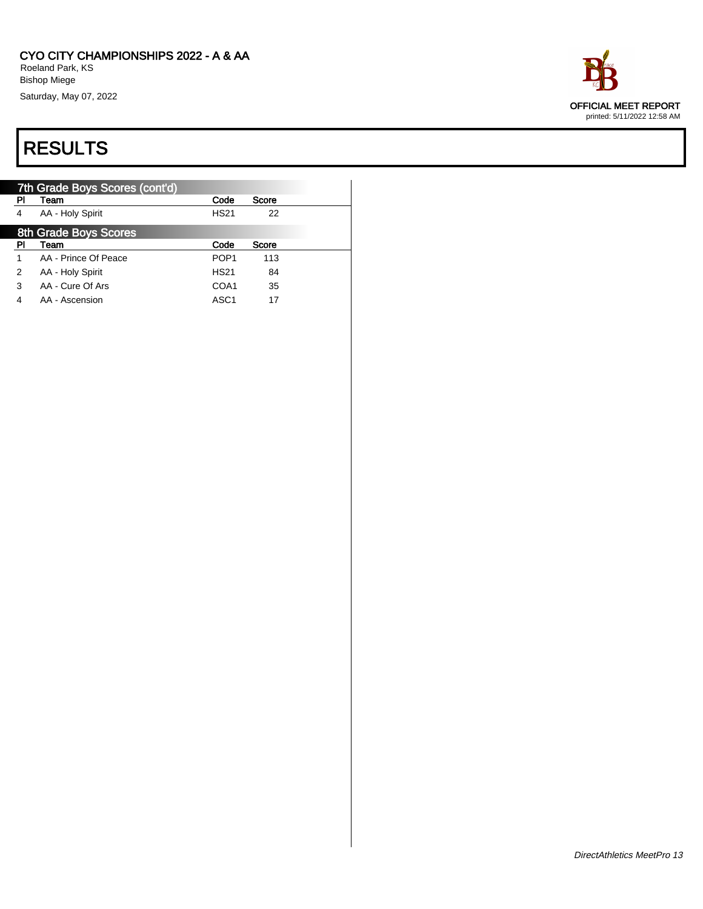# RESULTS

## 7th Grade Boys Scores (cont'd)

| Pl | Team | Code | Score |
|---|---|---|---|
| 4 | AA - Holy Spirit | HS21 | 22 |

## 8th Grade Boys Scores

| Pl | Team | Code | Score |
|---|---|---|---|
| 1 | AA - Prince Of Peace | POP1 | 113 |
| 2 | AA - Holy Spirit | HS21 | 84 |
| 3 | AA - Cure Of Ars | COA1 | 35 |
| 4 | AA - Ascension | ASC1 | 17 |